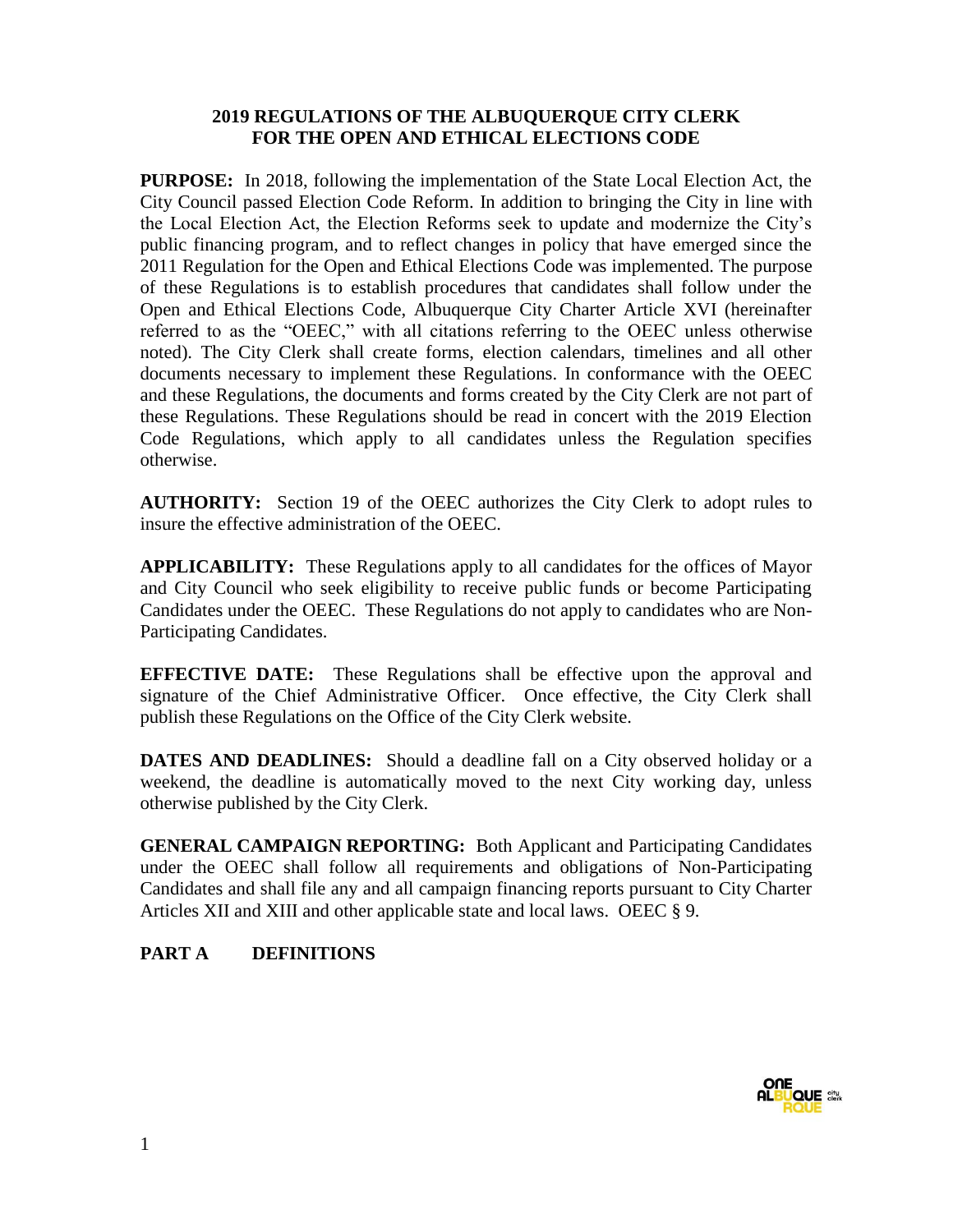# 2019 REGULATIONS OF THE ALBUQUERQUE CITY CLERK FOR THE OPEN AND ETHICAL ELECTIONS CODE

**PURPOSE:** In 2018, following the implementation of the State Local Election Act, the City Council passed Election Code Reform. In addition to bringing the City in line with the Local Election Act, the Election Reforms seek to update and modernize the City's public financing program, and to reflect changes in policy that have emerged since the 2011 Regulation for the Open and Ethical Elections Code was implemented. The purpose of these Regulations is to establish procedures that candidates shall follow under the Open and Ethical Elections Code, Albuquerque City Charter Article XVI (hereinafter referred to as the "OEEC," with all citations referring to the OEEC unless otherwise noted). The City Clerk shall create forms, election calendars, timelines and all other documents necessary to implement these Regulations. In conformance with the OEEC and these Regulations, the documents and forms created by the City Clerk are not part of these Regulations. These Regulations should be read in concert with the 2019 Election Code Regulations, which apply to all candidates unless the Regulation specifies otherwise.

**AUTHORITY:** Section 19 of the OEEC authorizes the City Clerk to adopt rules to insure the effective administration of the OEEC.

**APPLICABILITY:** These Regulations apply to all candidates for the offices of Mayor and City Council who seek eligibility to receive public funds or become Participating Candidates under the OEEC. These Regulations do not apply to candidates who are Non-Participating Candidates.

**EFFECTIVE DATE:** These Regulations shall be effective upon the approval and signature of the Chief Administrative Officer. Once effective, the City Clerk shall publish these Regulations on the Office of the City Clerk website.

**DATES AND DEADLINES:** Should a deadline fall on a City observed holiday or a weekend, the deadline is automatically moved to the next City working day, unless otherwise published by the City Clerk.

**GENERAL CAMPAIGN REPORTING:** Both Applicant and Participating Candidates under the OEEC shall follow all requirements and obligations of Non-Participating Candidates and shall file any and all campaign financing reports pursuant to City Charter Articles XII and XIII and other applicable state and local laws. OEEC § 9.

## PART A DEFINITIONS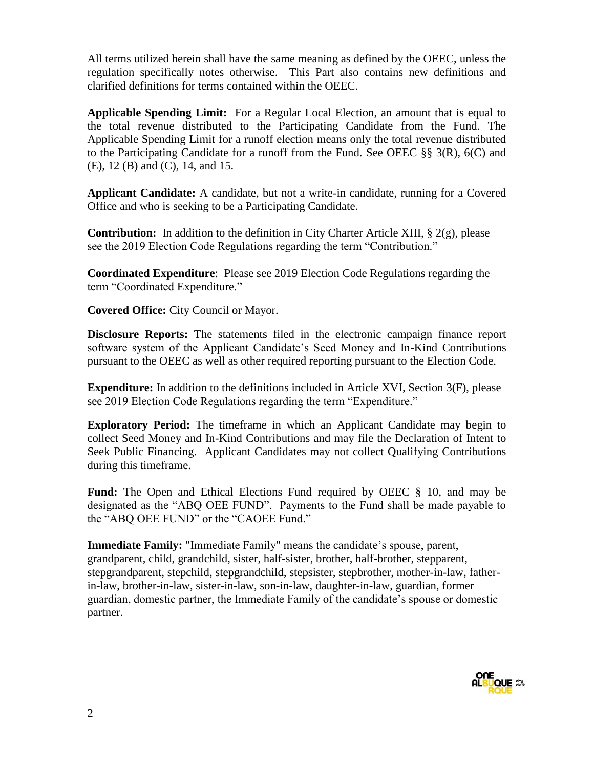All terms utilized herein shall have the same meaning as defined by the OEEC, unless the regulation specifically notes otherwise. This Part also contains new definitions and clarified definitions for terms contained within the OEEC.

**Applicable Spending Limit:** For a Regular Local Election, an amount that is equal to the total revenue distributed to the Participating Candidate from the Fund. The Applicable Spending Limit for a runoff election means only the total revenue distributed to the Participating Candidate for a runoff from the Fund. See OEEC §§ 3(R), 6(C) and (E), 12 (B) and (C), 14, and 15.

**Applicant Candidate:** A candidate, but not a write-in candidate, running for a Covered Office and who is seeking to be a Participating Candidate.

**Contribution:** In addition to the definition in City Charter Article XIII, § 2(g), please see the 2019 Election Code Regulations regarding the term "Contribution."

**Coordinated Expenditure**: Please see 2019 Election Code Regulations regarding the term "Coordinated Expenditure."

**Covered Office:** City Council or Mayor.

**Disclosure Reports:** The statements filed in the electronic campaign finance report software system of the Applicant Candidate's Seed Money and In-Kind Contributions pursuant to the OEEC as well as other required reporting pursuant to the Election Code.

**Expenditure:** In addition to the definitions included in Article XVI, Section 3(F), please see 2019 Election Code Regulations regarding the term "Expenditure."

**Exploratory Period:** The timeframe in which an Applicant Candidate may begin to collect Seed Money and In-Kind Contributions and may file the Declaration of Intent to Seek Public Financing. Applicant Candidates may not collect Qualifying Contributions during this timeframe.

**Fund:** The Open and Ethical Elections Fund required by OEEC § 10, and may be designated as the "ABQ OEE FUND". Payments to the Fund shall be made payable to the "ABQ OEE FUND" or the "CAOEE Fund."

**Immediate Family:** "Immediate Family" means the candidate's spouse, parent, grandparent, child, grandchild, sister, half-sister, brother, half-brother, stepparent, stepgrandparent, stepchild, stepgrandchild, stepsister, stepbrother, mother-in-law, father-in-law, brother-in-law, sister-in-law, son-in-law, daughter-in-law, guardian, former guardian, domestic partner, the Immediate Family of the candidate's spouse or domestic partner.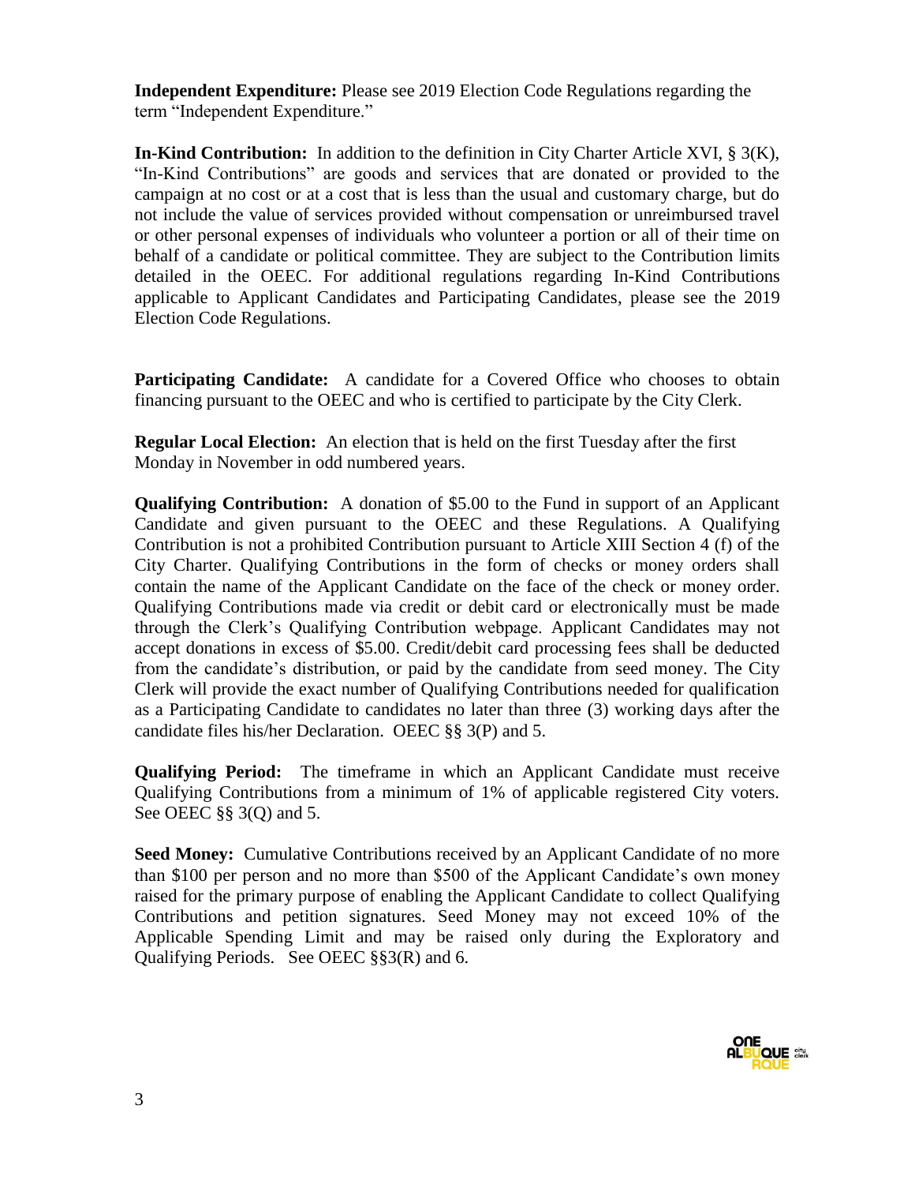**Independent Expenditure:** Please see 2019 Election Code Regulations regarding the term "Independent Expenditure."

**In-Kind Contribution:** In addition to the definition in City Charter Article XVI, § 3(K), "In-Kind Contributions" are goods and services that are donated or provided to the campaign at no cost or at a cost that is less than the usual and customary charge, but do not include the value of services provided without compensation or unreimbursed travel or other personal expenses of individuals who volunteer a portion or all of their time on behalf of a candidate or political committee. They are subject to the Contribution limits detailed in the OEEC. For additional regulations regarding In-Kind Contributions applicable to Applicant Candidates and Participating Candidates, please see the 2019 Election Code Regulations.

**Participating Candidate:** A candidate for a Covered Office who chooses to obtain financing pursuant to the OEEC and who is certified to participate by the City Clerk.

**Regular Local Election:** An election that is held on the first Tuesday after the first Monday in November in odd numbered years.

**Qualifying Contribution:** A donation of $5.00 to the Fund in support of an Applicant Candidate and given pursuant to the OEEC and these Regulations. A Qualifying Contribution is not a prohibited Contribution pursuant to Article XIII Section 4 (f) of the City Charter. Qualifying Contributions in the form of checks or money orders shall contain the name of the Applicant Candidate on the face of the check or money order. Qualifying Contributions made via credit or debit card or electronically must be made through the Clerk's Qualifying Contribution webpage. Applicant Candidates may not accept donations in excess of $5.00. Credit/debit card processing fees shall be deducted from the candidate's distribution, or paid by the candidate from seed money. The City Clerk will provide the exact number of Qualifying Contributions needed for qualification as a Participating Candidate to candidates no later than three (3) working days after the candidate files his/her Declaration. OEEC §§ 3(P) and 5.

**Qualifying Period:** The timeframe in which an Applicant Candidate must receive Qualifying Contributions from a minimum of 1% of applicable registered City voters. See OEEC §§ 3(Q) and 5.

**Seed Money:** Cumulative Contributions received by an Applicant Candidate of no more than $100 per person and no more than $500 of the Applicant Candidate's own money raised for the primary purpose of enabling the Applicant Candidate to collect Qualifying Contributions and petition signatures. Seed Money may not exceed 10% of the Applicable Spending Limit and may be raised only during the Exploratory and Qualifying Periods. See OEEC §§3(R) and 6.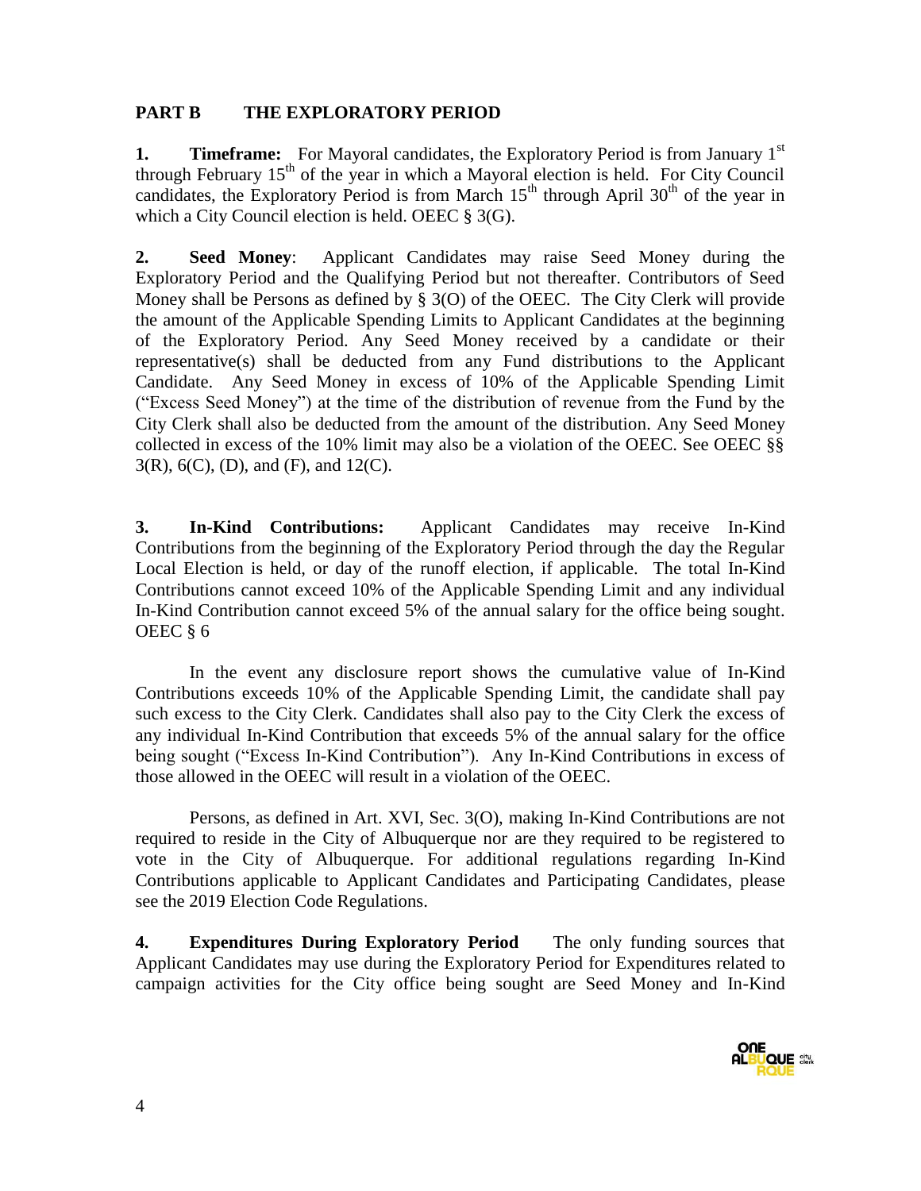## PART B THE EXPLORATORY PERIOD

**1. Timeframe:** For Mayoral candidates, the Exploratory Period is from January 1st through February 15th of the year in which a Mayoral election is held. For City Council candidates, the Exploratory Period is from March 15th through April 30th of the year in which a City Council election is held. OEEC § 3(G).

**2. Seed Money**: Applicant Candidates may raise Seed Money during the Exploratory Period and the Qualifying Period but not thereafter. Contributors of Seed Money shall be Persons as defined by § 3(O) of the OEEC. The City Clerk will provide the amount of the Applicable Spending Limits to Applicant Candidates at the beginning of the Exploratory Period. Any Seed Money received by a candidate or their representative(s) shall be deducted from any Fund distributions to the Applicant Candidate. Any Seed Money in excess of 10% of the Applicable Spending Limit ("Excess Seed Money") at the time of the distribution of revenue from the Fund by the City Clerk shall also be deducted from the amount of the distribution. Any Seed Money collected in excess of the 10% limit may also be a violation of the OEEC. See OEEC §§ 3(R), 6(C), (D), and (F), and 12(C).

**3. In-Kind Contributions:** Applicant Candidates may receive In-Kind Contributions from the beginning of the Exploratory Period through the day the Regular Local Election is held, or day of the runoff election, if applicable. The total In-Kind Contributions cannot exceed 10% of the Applicable Spending Limit and any individual In-Kind Contribution cannot exceed 5% of the annual salary for the office being sought. OEEC § 6

In the event any disclosure report shows the cumulative value of In-Kind Contributions exceeds 10% of the Applicable Spending Limit, the candidate shall pay such excess to the City Clerk. Candidates shall also pay to the City Clerk the excess of any individual In-Kind Contribution that exceeds 5% of the annual salary for the office being sought ("Excess In-Kind Contribution"). Any In-Kind Contributions in excess of those allowed in the OEEC will result in a violation of the OEEC.

Persons, as defined in Art. XVI, Sec. 3(O), making In-Kind Contributions are not required to reside in the City of Albuquerque nor are they required to be registered to vote in the City of Albuquerque. For additional regulations regarding In-Kind Contributions applicable to Applicant Candidates and Participating Candidates, please see the 2019 Election Code Regulations.

**4. Expenditures During Exploratory Period** The only funding sources that Applicant Candidates may use during the Exploratory Period for Expenditures related to campaign activities for the City office being sought are Seed Money and In-Kind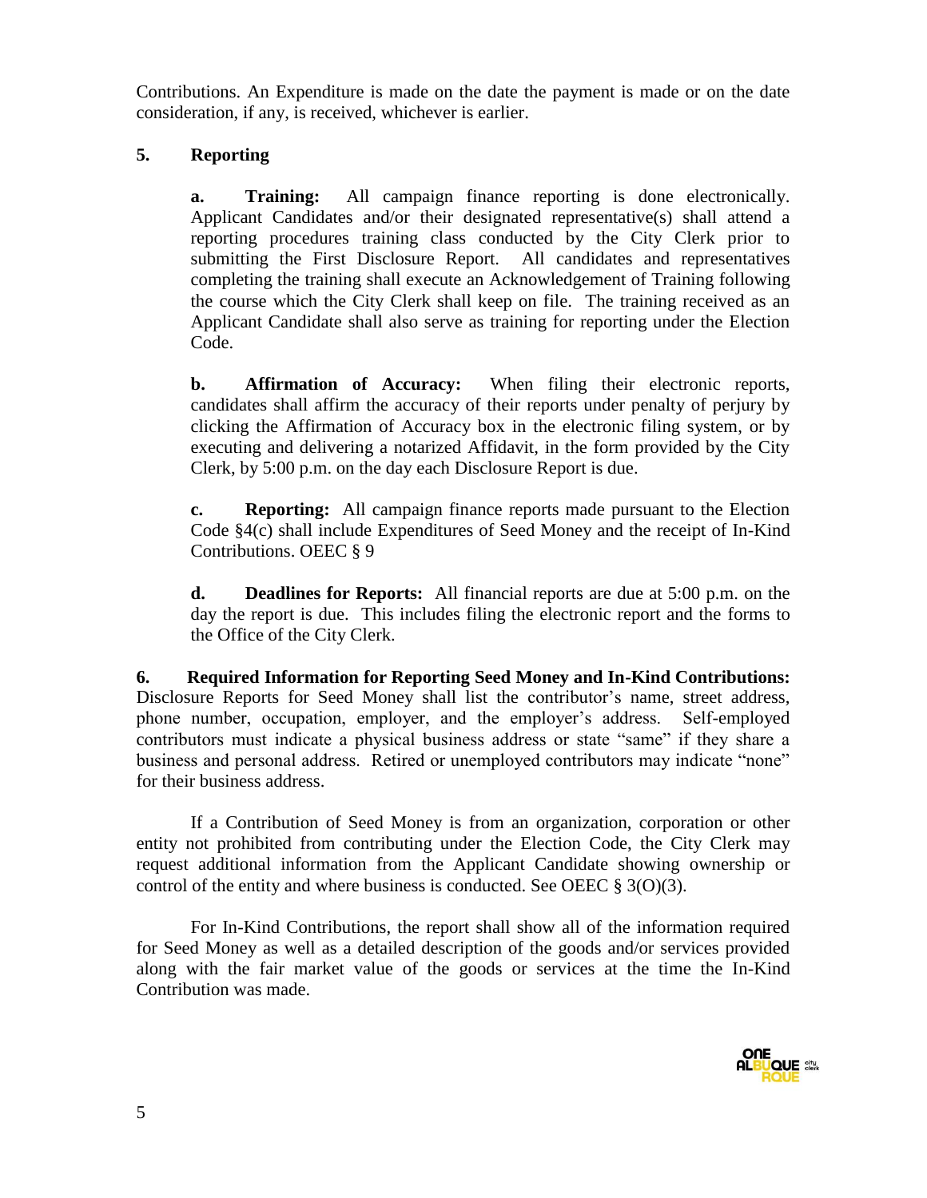Contributions. An Expenditure is made on the date the payment is made or on the date consideration, if any, is received, whichever is earlier.

### 5. Reporting

**a. Training:** All campaign finance reporting is done electronically. Applicant Candidates and/or their designated representative(s) shall attend a reporting procedures training class conducted by the City Clerk prior to submitting the First Disclosure Report. All candidates and representatives completing the training shall execute an Acknowledgement of Training following the course which the City Clerk shall keep on file. The training received as an Applicant Candidate shall also serve as training for reporting under the Election Code.

**b. Affirmation of Accuracy:** When filing their electronic reports, candidates shall affirm the accuracy of their reports under penalty of perjury by clicking the Affirmation of Accuracy box in the electronic filing system, or by executing and delivering a notarized Affidavit, in the form provided by the City Clerk, by 5:00 p.m. on the day each Disclosure Report is due.

**c. Reporting:** All campaign finance reports made pursuant to the Election Code §4(c) shall include Expenditures of Seed Money and the receipt of In-Kind Contributions. OEEC § 9

**d. Deadlines for Reports:** All financial reports are due at 5:00 p.m. on the day the report is due. This includes filing the electronic report and the forms to the Office of the City Clerk.

**6. Required Information for Reporting Seed Money and In-Kind Contributions:** Disclosure Reports for Seed Money shall list the contributor's name, street address, phone number, occupation, employer, and the employer's address. Self-employed contributors must indicate a physical business address or state "same" if they share a business and personal address. Retired or unemployed contributors may indicate "none" for their business address.

If a Contribution of Seed Money is from an organization, corporation or other entity not prohibited from contributing under the Election Code, the City Clerk may request additional information from the Applicant Candidate showing ownership or control of the entity and where business is conducted. See OEEC § 3(O)(3).

For In-Kind Contributions, the report shall show all of the information required for Seed Money as well as a detailed description of the goods and/or services provided along with the fair market value of the goods or services at the time the In-Kind Contribution was made.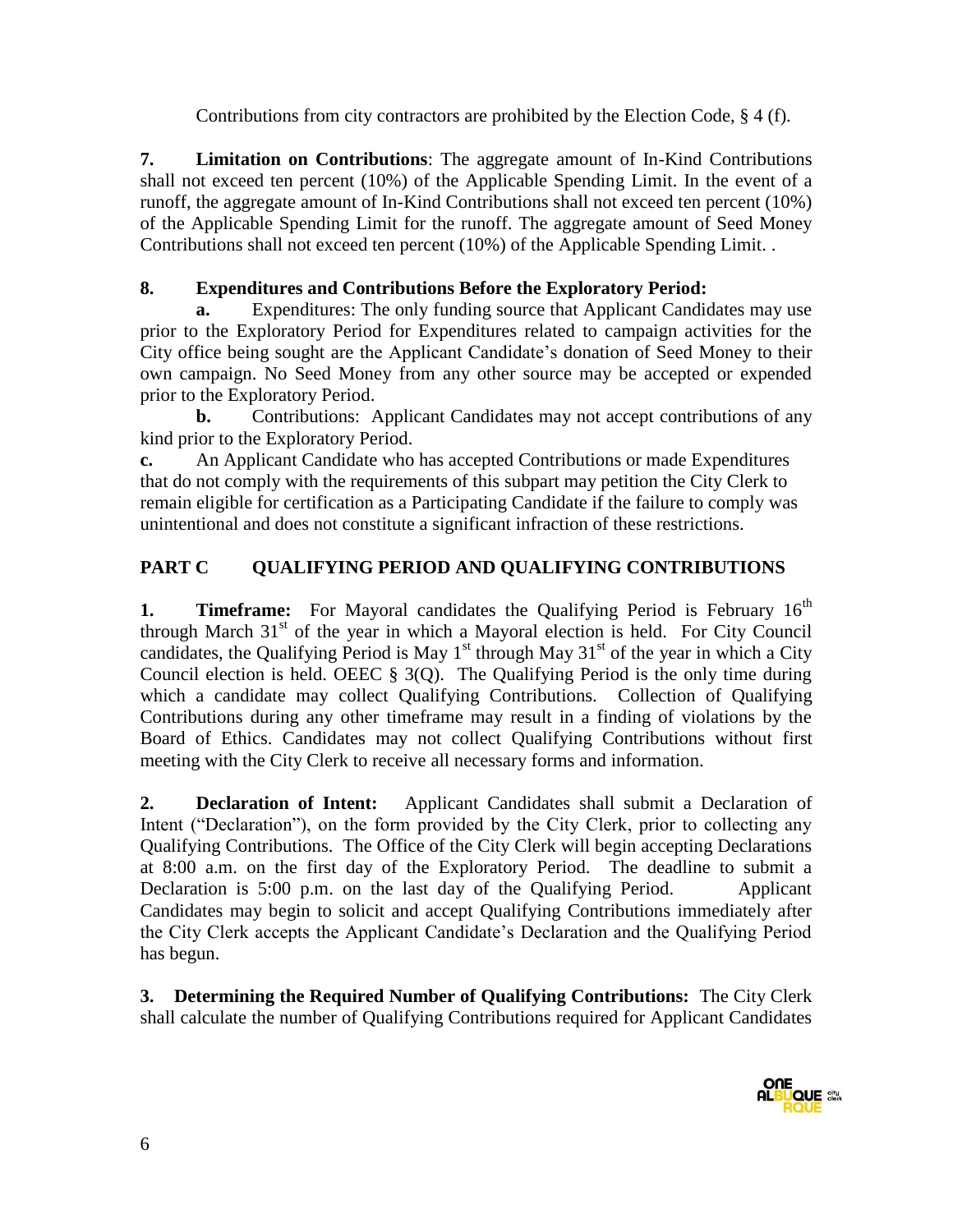Contributions from city contractors are prohibited by the Election Code, § 4 (f).

**7. Limitation on Contributions**: The aggregate amount of In-Kind Contributions shall not exceed ten percent (10%) of the Applicable Spending Limit. In the event of a runoff, the aggregate amount of In-Kind Contributions shall not exceed ten percent (10%) of the Applicable Spending Limit for the runoff. The aggregate amount of Seed Money Contributions shall not exceed ten percent (10%) of the Applicable Spending Limit. .

**8. Expenditures and Contributions Before the Exploratory Period:**

**a.** Expenditures: The only funding source that Applicant Candidates may use prior to the Exploratory Period for Expenditures related to campaign activities for the City office being sought are the Applicant Candidate's donation of Seed Money to their own campaign. No Seed Money from any other source may be accepted or expended prior to the Exploratory Period.

**b.** Contributions: Applicant Candidates may not accept contributions of any kind prior to the Exploratory Period.

**c.** An Applicant Candidate who has accepted Contributions or made Expenditures that do not comply with the requirements of this subpart may petition the City Clerk to remain eligible for certification as a Participating Candidate if the failure to comply was unintentional and does not constitute a significant infraction of these restrictions.

## PART C QUALIFYING PERIOD AND QUALIFYING CONTRIBUTIONS

**1. Timeframe:** For Mayoral candidates the Qualifying Period is February 16th through March 31st of the year in which a Mayoral election is held. For City Council candidates, the Qualifying Period is May 1st through May 31st of the year in which a City Council election is held. OEEC § 3(Q). The Qualifying Period is the only time during which a candidate may collect Qualifying Contributions. Collection of Qualifying Contributions during any other timeframe may result in a finding of violations by the Board of Ethics. Candidates may not collect Qualifying Contributions without first meeting with the City Clerk to receive all necessary forms and information.

**2. Declaration of Intent:** Applicant Candidates shall submit a Declaration of Intent ("Declaration"), on the form provided by the City Clerk, prior to collecting any Qualifying Contributions. The Office of the City Clerk will begin accepting Declarations at 8:00 a.m. on the first day of the Exploratory Period. The deadline to submit a Declaration is 5:00 p.m. on the last day of the Qualifying Period. Applicant Candidates may begin to solicit and accept Qualifying Contributions immediately after the City Clerk accepts the Applicant Candidate's Declaration and the Qualifying Period has begun.

**3. Determining the Required Number of Qualifying Contributions:** The City Clerk shall calculate the number of Qualifying Contributions required for Applicant Candidates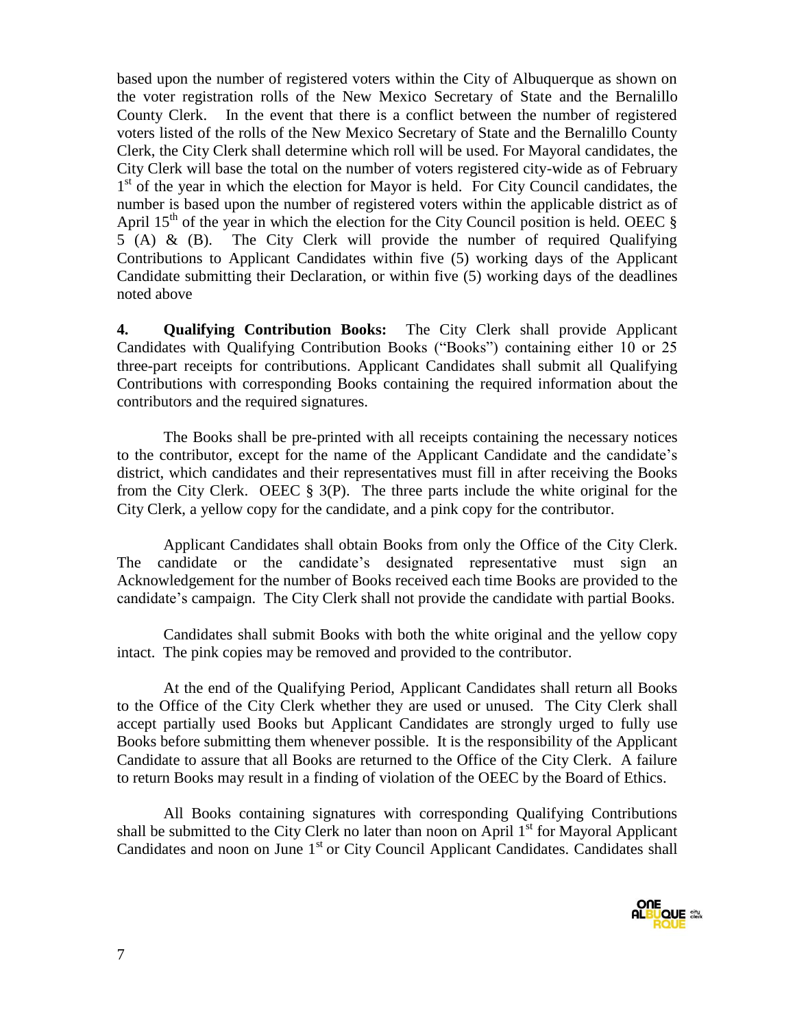based upon the number of registered voters within the City of Albuquerque as shown on the voter registration rolls of the New Mexico Secretary of State and the Bernalillo County Clerk. In the event that there is a conflict between the number of registered voters listed of the rolls of the New Mexico Secretary of State and the Bernalillo County Clerk, the City Clerk shall determine which roll will be used. For Mayoral candidates, the City Clerk will base the total on the number of voters registered city-wide as of February 1st of the year in which the election for Mayor is held. For City Council candidates, the number is based upon the number of registered voters within the applicable district as of April 15th of the year in which the election for the City Council position is held. OEEC § 5 (A) & (B). The City Clerk will provide the number of required Qualifying Contributions to Applicant Candidates within five (5) working days of the Applicant Candidate submitting their Declaration, or within five (5) working days of the deadlines noted above

**4. Qualifying Contribution Books:** The City Clerk shall provide Applicant Candidates with Qualifying Contribution Books ("Books") containing either 10 or 25 three-part receipts for contributions. Applicant Candidates shall submit all Qualifying Contributions with corresponding Books containing the required information about the contributors and the required signatures.

The Books shall be pre-printed with all receipts containing the necessary notices to the contributor, except for the name of the Applicant Candidate and the candidate's district, which candidates and their representatives must fill in after receiving the Books from the City Clerk. OEEC § 3(P). The three parts include the white original for the City Clerk, a yellow copy for the candidate, and a pink copy for the contributor.

Applicant Candidates shall obtain Books from only the Office of the City Clerk. The candidate or the candidate's designated representative must sign an Acknowledgement for the number of Books received each time Books are provided to the candidate's campaign. The City Clerk shall not provide the candidate with partial Books.

Candidates shall submit Books with both the white original and the yellow copy intact. The pink copies may be removed and provided to the contributor.

At the end of the Qualifying Period, Applicant Candidates shall return all Books to the Office of the City Clerk whether they are used or unused. The City Clerk shall accept partially used Books but Applicant Candidates are strongly urged to fully use Books before submitting them whenever possible. It is the responsibility of the Applicant Candidate to assure that all Books are returned to the Office of the City Clerk. A failure to return Books may result in a finding of violation of the OEEC by the Board of Ethics.

All Books containing signatures with corresponding Qualifying Contributions shall be submitted to the City Clerk no later than noon on April 1st for Mayoral Applicant Candidates and noon on June 1st or City Council Applicant Candidates. Candidates shall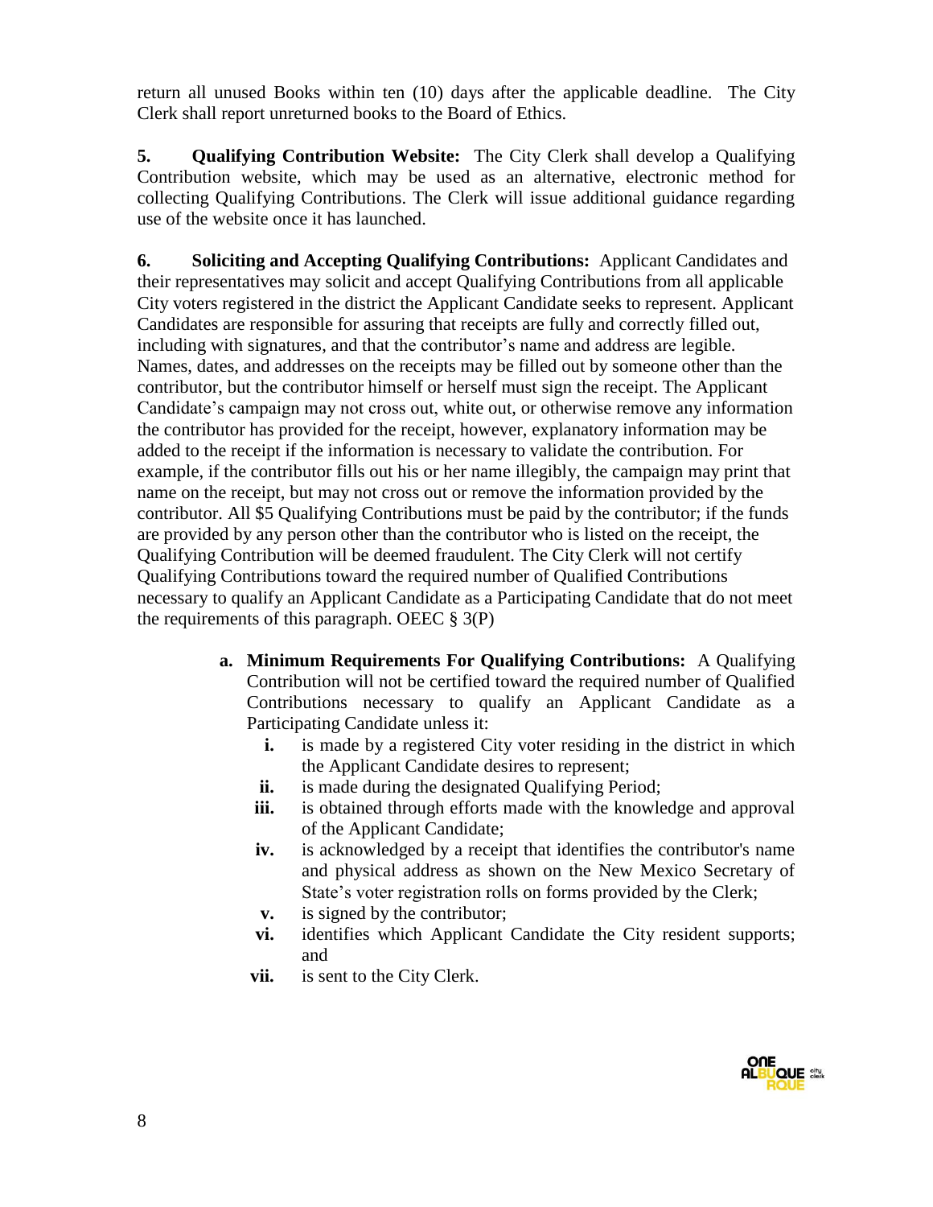return all unused Books within ten (10) days after the applicable deadline. The City Clerk shall report unreturned books to the Board of Ethics.

**5. Qualifying Contribution Website:** The City Clerk shall develop a Qualifying Contribution website, which may be used as an alternative, electronic method for collecting Qualifying Contributions. The Clerk will issue additional guidance regarding use of the website once it has launched.

**6. Soliciting and Accepting Qualifying Contributions:** Applicant Candidates and their representatives may solicit and accept Qualifying Contributions from all applicable City voters registered in the district the Applicant Candidate seeks to represent. Applicant Candidates are responsible for assuring that receipts are fully and correctly filled out, including with signatures, and that the contributor's name and address are legible. Names, dates, and addresses on the receipts may be filled out by someone other than the contributor, but the contributor himself or herself must sign the receipt. The Applicant Candidate's campaign may not cross out, white out, or otherwise remove any information the contributor has provided for the receipt, however, explanatory information may be added to the receipt if the information is necessary to validate the contribution. For example, if the contributor fills out his or her name illegibly, the campaign may print that name on the receipt, but may not cross out or remove the information provided by the contributor. All $5 Qualifying Contributions must be paid by the contributor; if the funds are provided by any person other than the contributor who is listed on the receipt, the Qualifying Contribution will be deemed fraudulent. The City Clerk will not certify Qualifying Contributions toward the required number of Qualified Contributions necessary to qualify an Applicant Candidate as a Participating Candidate that do not meet the requirements of this paragraph. OEEC § 3(P)

- **a. Minimum Requirements For Qualifying Contributions:** A Qualifying Contribution will not be certified toward the required number of Qualified Contributions necessary to qualify an Applicant Candidate as a Participating Candidate unless it:
  - **i.** is made by a registered City voter residing in the district in which the Applicant Candidate desires to represent;
  - **ii.** is made during the designated Qualifying Period;
  - **iii.** is obtained through efforts made with the knowledge and approval of the Applicant Candidate;
  - **iv.** is acknowledged by a receipt that identifies the contributor's name and physical address as shown on the New Mexico Secretary of State's voter registration rolls on forms provided by the Clerk;
  - **v.** is signed by the contributor;
  - **vi.** identifies which Applicant Candidate the City resident supports; and
  - **vii.** is sent to the City Clerk.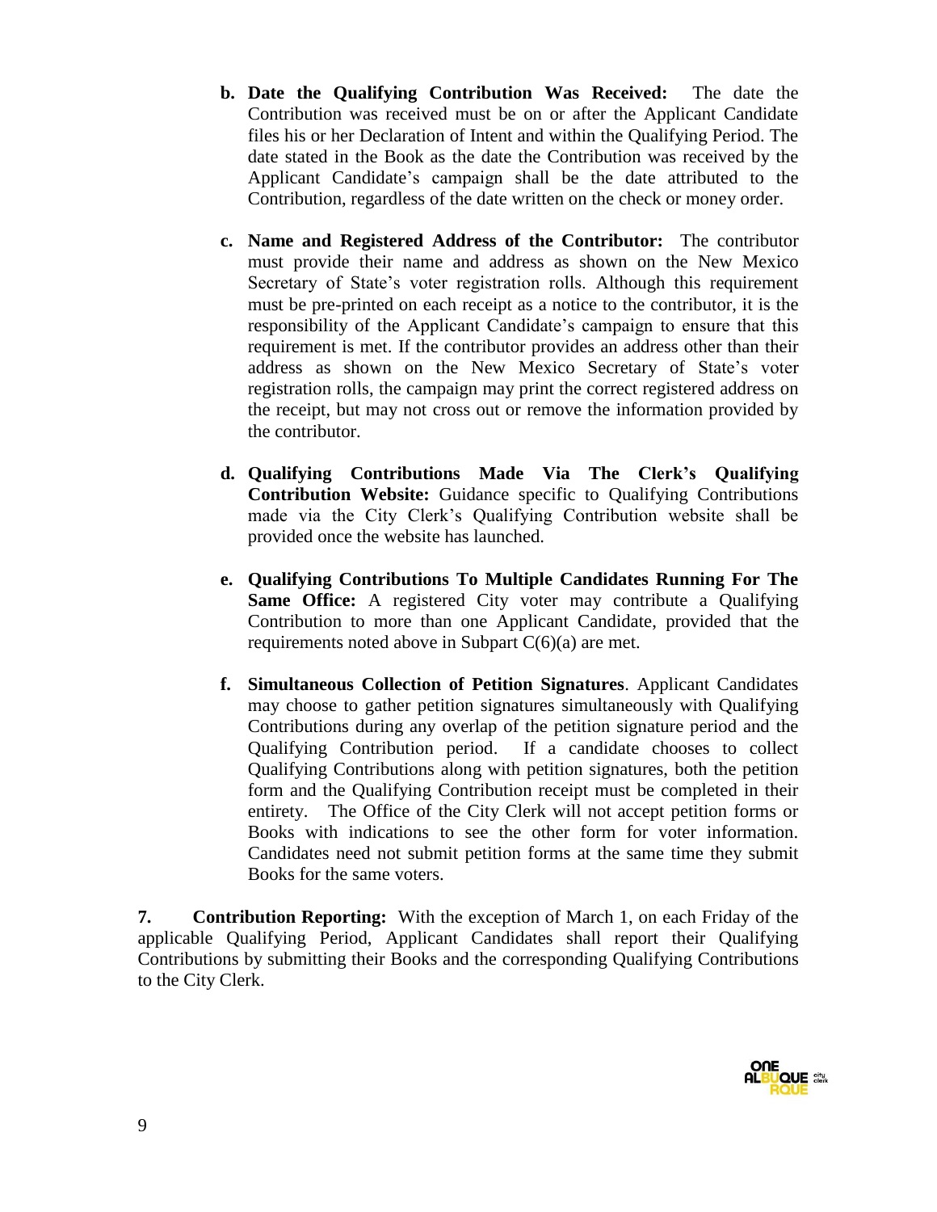**b. Date the Qualifying Contribution Was Received:** The date the Contribution was received must be on or after the Applicant Candidate files his or her Declaration of Intent and within the Qualifying Period. The date stated in the Book as the date the Contribution was received by the Applicant Candidate's campaign shall be the date attributed to the Contribution, regardless of the date written on the check or money order.

**c. Name and Registered Address of the Contributor:** The contributor must provide their name and address as shown on the New Mexico Secretary of State's voter registration rolls. Although this requirement must be pre-printed on each receipt as a notice to the contributor, it is the responsibility of the Applicant Candidate's campaign to ensure that this requirement is met. If the contributor provides an address other than their address as shown on the New Mexico Secretary of State's voter registration rolls, the campaign may print the correct registered address on the receipt, but may not cross out or remove the information provided by the contributor.

**d. Qualifying Contributions Made Via The Clerk's Qualifying Contribution Website:** Guidance specific to Qualifying Contributions made via the City Clerk's Qualifying Contribution website shall be provided once the website has launched.

**e. Qualifying Contributions To Multiple Candidates Running For The Same Office:** A registered City voter may contribute a Qualifying Contribution to more than one Applicant Candidate, provided that the requirements noted above in Subpart C(6)(a) are met.

**f. Simultaneous Collection of Petition Signatures**. Applicant Candidates may choose to gather petition signatures simultaneously with Qualifying Contributions during any overlap of the petition signature period and the Qualifying Contribution period. If a candidate chooses to collect Qualifying Contributions along with petition signatures, both the petition form and the Qualifying Contribution receipt must be completed in their entirety. The Office of the City Clerk will not accept petition forms or Books with indications to see the other form for voter information. Candidates need not submit petition forms at the same time they submit Books for the same voters.

**7. Contribution Reporting:** With the exception of March 1, on each Friday of the applicable Qualifying Period, Applicant Candidates shall report their Qualifying Contributions by submitting their Books and the corresponding Qualifying Contributions to the City Clerk.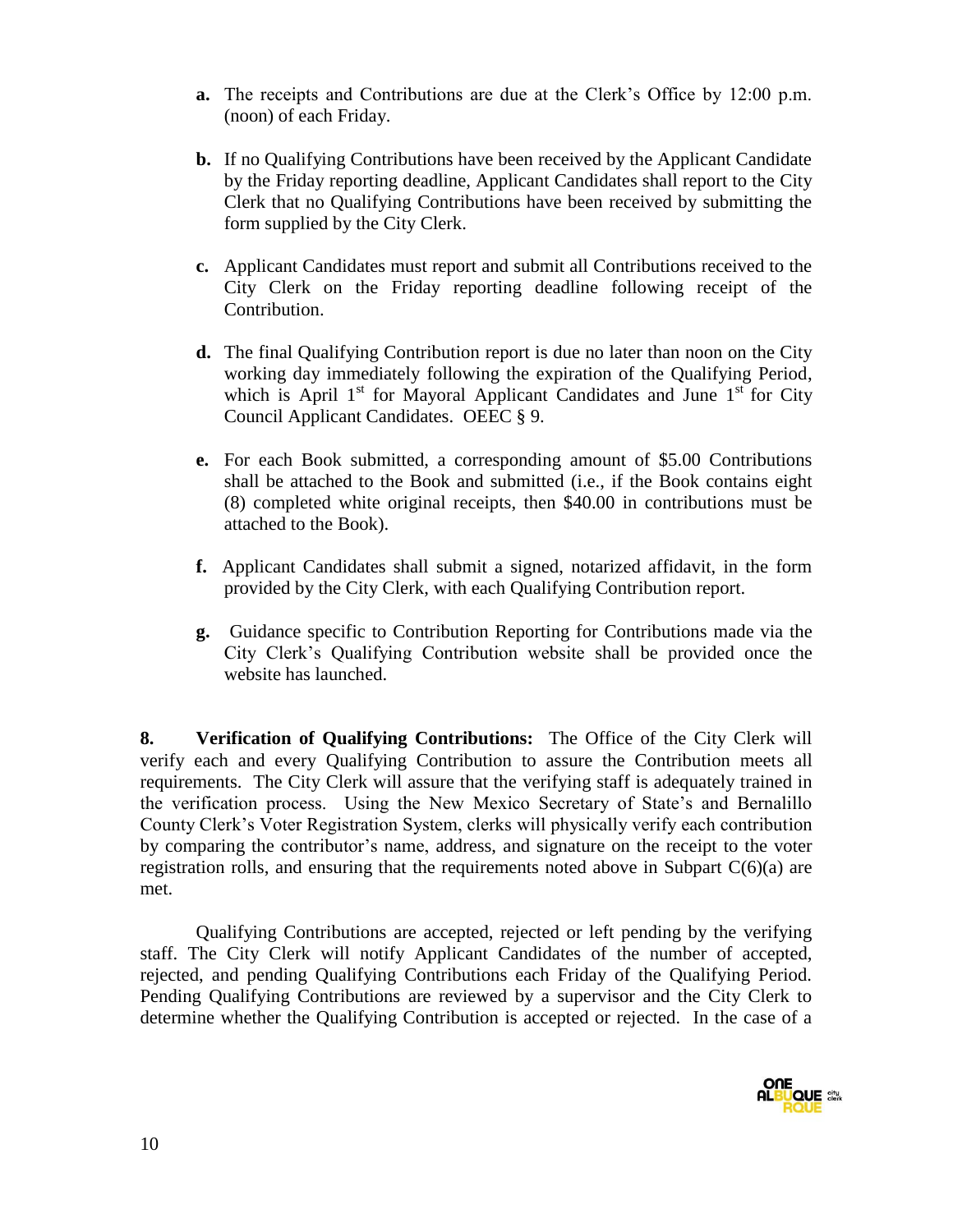**a.** The receipts and Contributions are due at the Clerk's Office by 12:00 p.m. (noon) of each Friday.

**b.** If no Qualifying Contributions have been received by the Applicant Candidate by the Friday reporting deadline, Applicant Candidates shall report to the City Clerk that no Qualifying Contributions have been received by submitting the form supplied by the City Clerk.

**c.** Applicant Candidates must report and submit all Contributions received to the City Clerk on the Friday reporting deadline following receipt of the Contribution.

**d.** The final Qualifying Contribution report is due no later than noon on the City working day immediately following the expiration of the Qualifying Period, which is April 1st for Mayoral Applicant Candidates and June 1st for City Council Applicant Candidates. OEEC § 9.

**e.** For each Book submitted, a corresponding amount of $5.00 Contributions shall be attached to the Book and submitted (i.e., if the Book contains eight (8) completed white original receipts, then $40.00 in contributions must be attached to the Book).

**f.** Applicant Candidates shall submit a signed, notarized affidavit, in the form provided by the City Clerk, with each Qualifying Contribution report.

**g.** Guidance specific to Contribution Reporting for Contributions made via the City Clerk's Qualifying Contribution website shall be provided once the website has launched.

**8. Verification of Qualifying Contributions:** The Office of the City Clerk will verify each and every Qualifying Contribution to assure the Contribution meets all requirements. The City Clerk will assure that the verifying staff is adequately trained in the verification process. Using the New Mexico Secretary of State's and Bernalillo County Clerk's Voter Registration System, clerks will physically verify each contribution by comparing the contributor's name, address, and signature on the receipt to the voter registration rolls, and ensuring that the requirements noted above in Subpart C(6)(a) are met.

Qualifying Contributions are accepted, rejected or left pending by the verifying staff. The City Clerk will notify Applicant Candidates of the number of accepted, rejected, and pending Qualifying Contributions each Friday of the Qualifying Period. Pending Qualifying Contributions are reviewed by a supervisor and the City Clerk to determine whether the Qualifying Contribution is accepted or rejected. In the case of a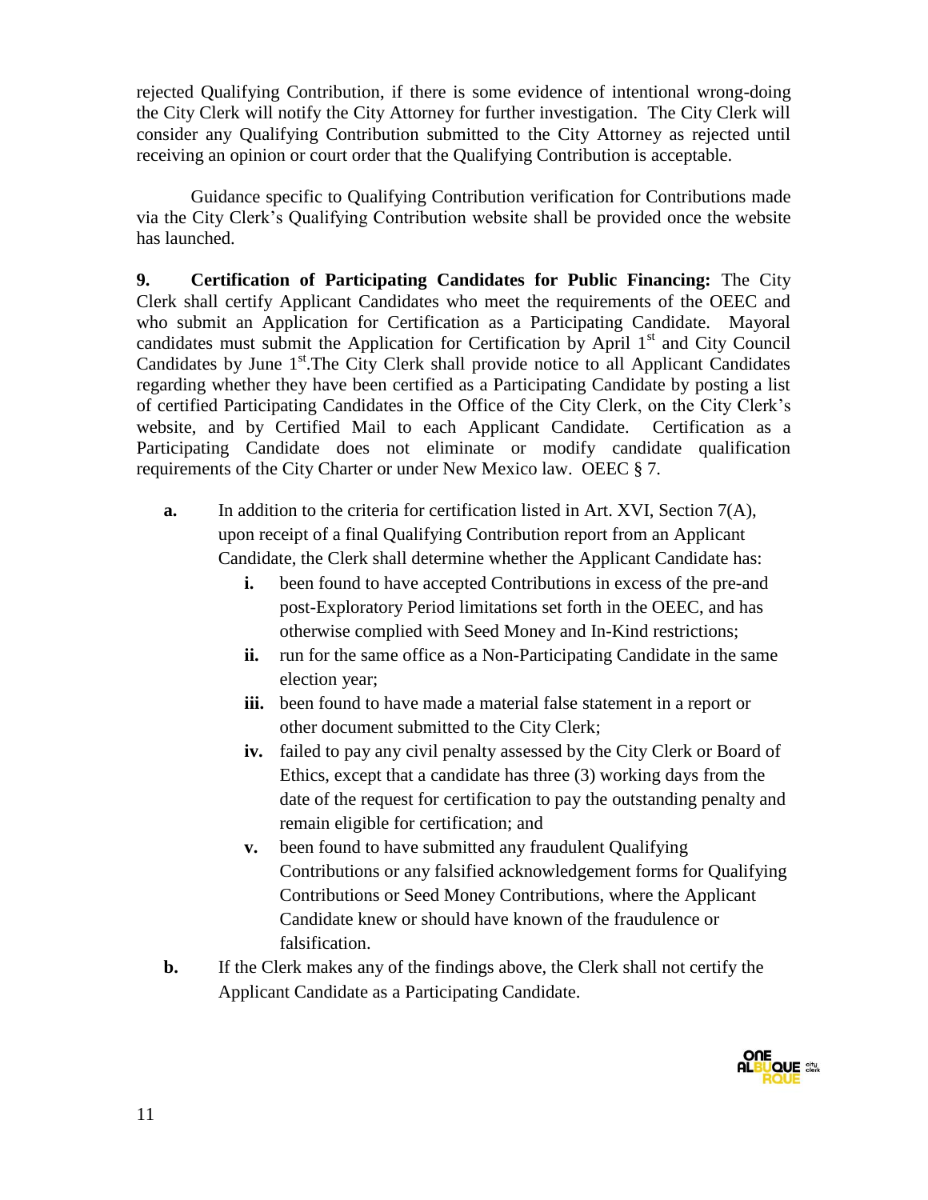rejected Qualifying Contribution, if there is some evidence of intentional wrong-doing the City Clerk will notify the City Attorney for further investigation. The City Clerk will consider any Qualifying Contribution submitted to the City Attorney as rejected until receiving an opinion or court order that the Qualifying Contribution is acceptable.

Guidance specific to Qualifying Contribution verification for Contributions made via the City Clerk's Qualifying Contribution website shall be provided once the website has launched.

**9. Certification of Participating Candidates for Public Financing:** The City Clerk shall certify Applicant Candidates who meet the requirements of the OEEC and who submit an Application for Certification as a Participating Candidate. Mayoral candidates must submit the Application for Certification by April 1st and City Council Candidates by June 1st.The City Clerk shall provide notice to all Applicant Candidates regarding whether they have been certified as a Participating Candidate by posting a list of certified Participating Candidates in the Office of the City Clerk, on the City Clerk's website, and by Certified Mail to each Applicant Candidate. Certification as a Participating Candidate does not eliminate or modify candidate qualification requirements of the City Charter or under New Mexico law. OEEC § 7.

- **a.** In addition to the criteria for certification listed in Art. XVI, Section 7(A), upon receipt of a final Qualifying Contribution report from an Applicant Candidate, the Clerk shall determine whether the Applicant Candidate has:
  - **i.** been found to have accepted Contributions in excess of the pre-and post-Exploratory Period limitations set forth in the OEEC, and has otherwise complied with Seed Money and In-Kind restrictions;
  - **ii.** run for the same office as a Non-Participating Candidate in the same election year;
  - **iii.** been found to have made a material false statement in a report or other document submitted to the City Clerk;
  - **iv.** failed to pay any civil penalty assessed by the City Clerk or Board of Ethics, except that a candidate has three (3) working days from the date of the request for certification to pay the outstanding penalty and remain eligible for certification; and
  - **v.** been found to have submitted any fraudulent Qualifying Contributions or any falsified acknowledgement forms for Qualifying Contributions or Seed Money Contributions, where the Applicant Candidate knew or should have known of the fraudulence or falsification.
- **b.** If the Clerk makes any of the findings above, the Clerk shall not certify the Applicant Candidate as a Participating Candidate.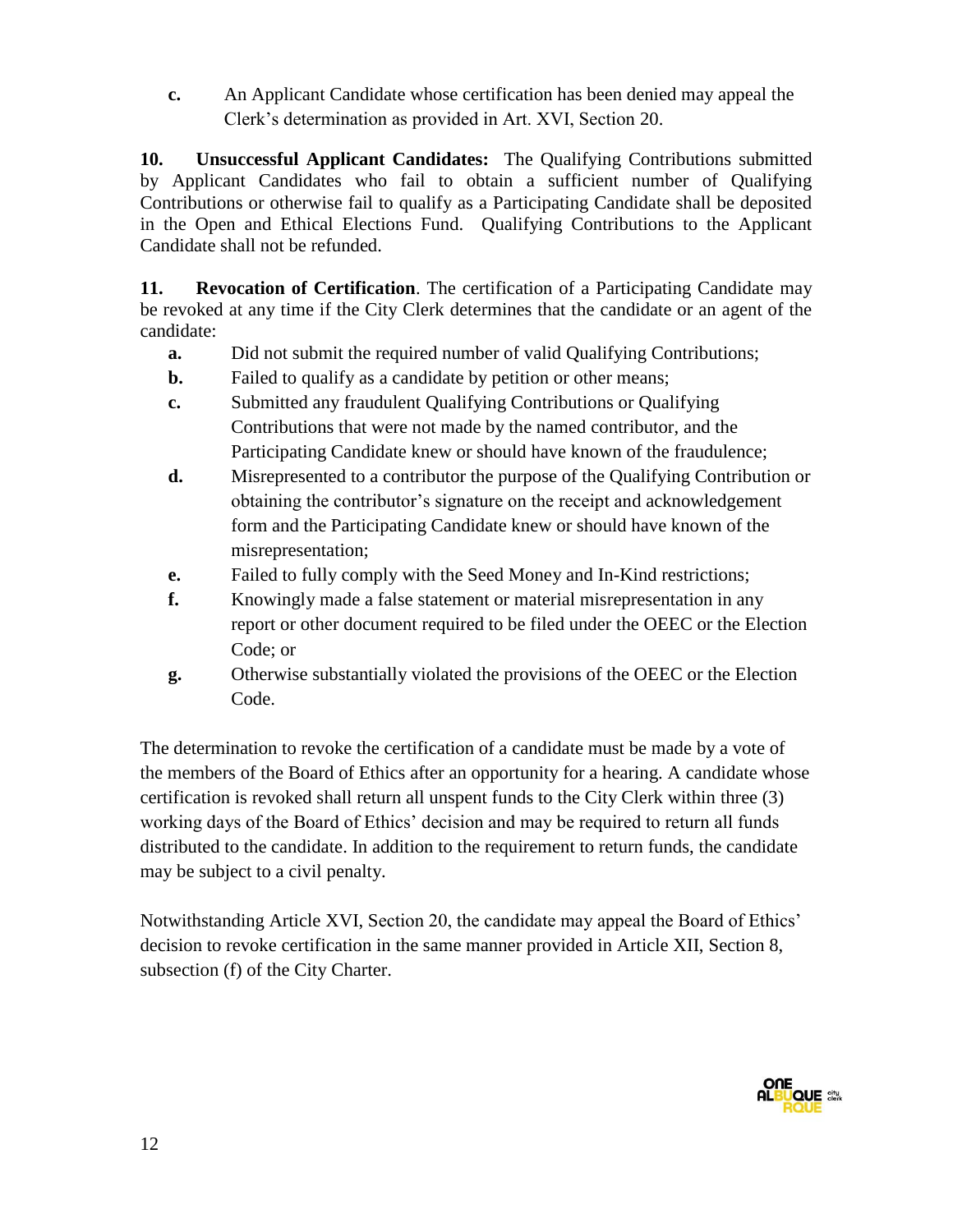**c.** An Applicant Candidate whose certification has been denied may appeal the Clerk's determination as provided in Art. XVI, Section 20.

**10. Unsuccessful Applicant Candidates:** The Qualifying Contributions submitted by Applicant Candidates who fail to obtain a sufficient number of Qualifying Contributions or otherwise fail to qualify as a Participating Candidate shall be deposited in the Open and Ethical Elections Fund. Qualifying Contributions to the Applicant Candidate shall not be refunded.

**11. Revocation of Certification**. The certification of a Participating Candidate may be revoked at any time if the City Clerk determines that the candidate or an agent of the candidate:

- **a.** Did not submit the required number of valid Qualifying Contributions;
- **b.** Failed to qualify as a candidate by petition or other means;
- **c.** Submitted any fraudulent Qualifying Contributions or Qualifying Contributions that were not made by the named contributor, and the Participating Candidate knew or should have known of the fraudulence;
- **d.** Misrepresented to a contributor the purpose of the Qualifying Contribution or obtaining the contributor's signature on the receipt and acknowledgement form and the Participating Candidate knew or should have known of the misrepresentation;
- **e.** Failed to fully comply with the Seed Money and In-Kind restrictions;
- **f.** Knowingly made a false statement or material misrepresentation in any report or other document required to be filed under the OEEC or the Election Code; or
- **g.** Otherwise substantially violated the provisions of the OEEC or the Election Code.

The determination to revoke the certification of a candidate must be made by a vote of the members of the Board of Ethics after an opportunity for a hearing. A candidate whose certification is revoked shall return all unspent funds to the City Clerk within three (3) working days of the Board of Ethics' decision and may be required to return all funds distributed to the candidate. In addition to the requirement to return funds, the candidate may be subject to a civil penalty.

Notwithstanding Article XVI, Section 20, the candidate may appeal the Board of Ethics' decision to revoke certification in the same manner provided in Article XII, Section 8, subsection (f) of the City Charter.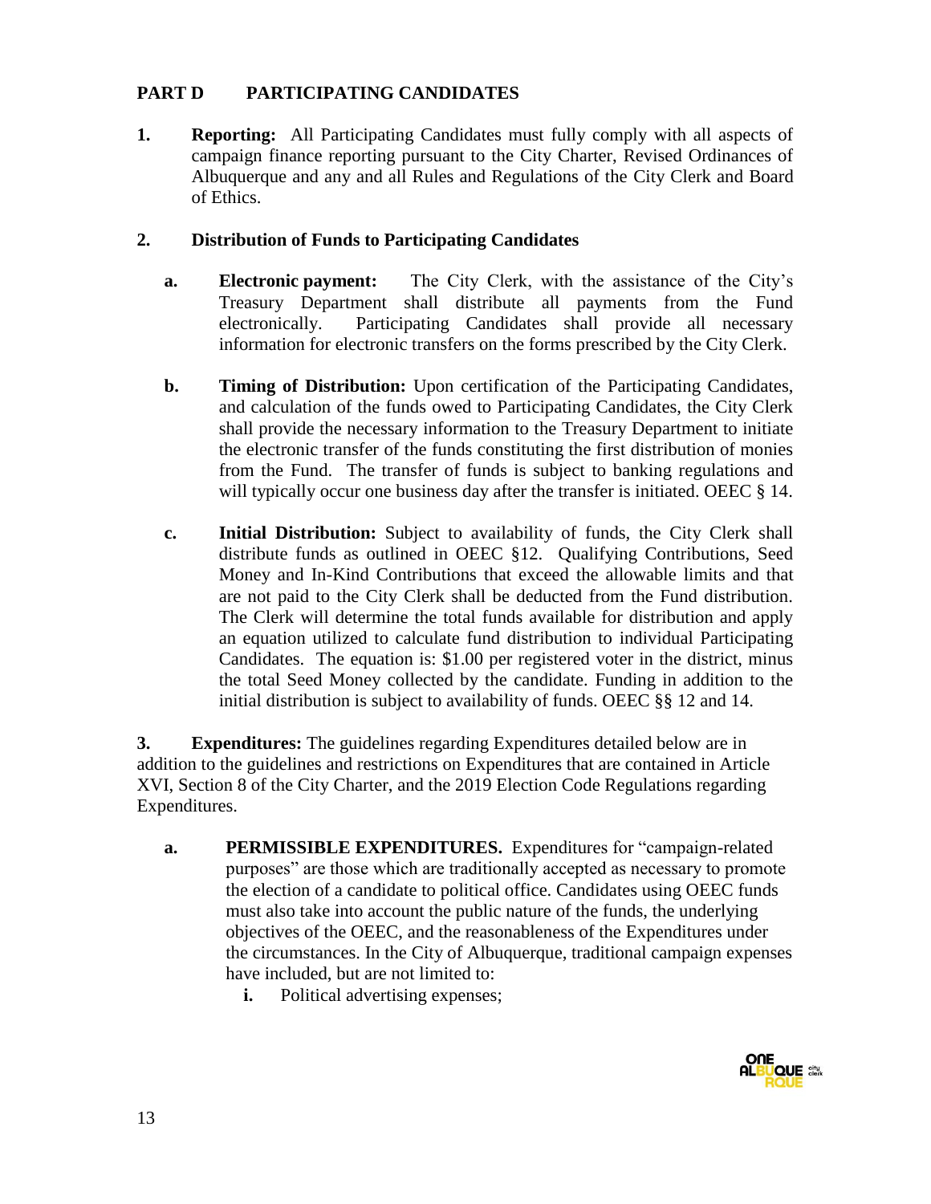## PART D PARTICIPATING CANDIDATES

**1. Reporting:** All Participating Candidates must fully comply with all aspects of campaign finance reporting pursuant to the City Charter, Revised Ordinances of Albuquerque and any and all Rules and Regulations of the City Clerk and Board of Ethics.

**2. Distribution of Funds to Participating Candidates**

**a. Electronic payment:** The City Clerk, with the assistance of the City's Treasury Department shall distribute all payments from the Fund electronically. Participating Candidates shall provide all necessary information for electronic transfers on the forms prescribed by the City Clerk.

**b. Timing of Distribution:** Upon certification of the Participating Candidates, and calculation of the funds owed to Participating Candidates, the City Clerk shall provide the necessary information to the Treasury Department to initiate the electronic transfer of the funds constituting the first distribution of monies from the Fund. The transfer of funds is subject to banking regulations and will typically occur one business day after the transfer is initiated. OEEC § 14.

**c. Initial Distribution:** Subject to availability of funds, the City Clerk shall distribute funds as outlined in OEEC §12. Qualifying Contributions, Seed Money and In-Kind Contributions that exceed the allowable limits and that are not paid to the City Clerk shall be deducted from the Fund distribution. The Clerk will determine the total funds available for distribution and apply an equation utilized to calculate fund distribution to individual Participating Candidates. The equation is: $1.00 per registered voter in the district, minus the total Seed Money collected by the candidate. Funding in addition to the initial distribution is subject to availability of funds. OEEC §§ 12 and 14.

**3. Expenditures:** The guidelines regarding Expenditures detailed below are in addition to the guidelines and restrictions on Expenditures that are contained in Article XVI, Section 8 of the City Charter, and the 2019 Election Code Regulations regarding Expenditures.

**a. PERMISSIBLE EXPENDITURES.** Expenditures for "campaign-related purposes" are those which are traditionally accepted as necessary to promote the election of a candidate to political office. Candidates using OEEC funds must also take into account the public nature of the funds, the underlying objectives of the OEEC, and the reasonableness of the Expenditures under the circumstances. In the City of Albuquerque, traditional campaign expenses have included, but are not limited to:

**i.** Political advertising expenses;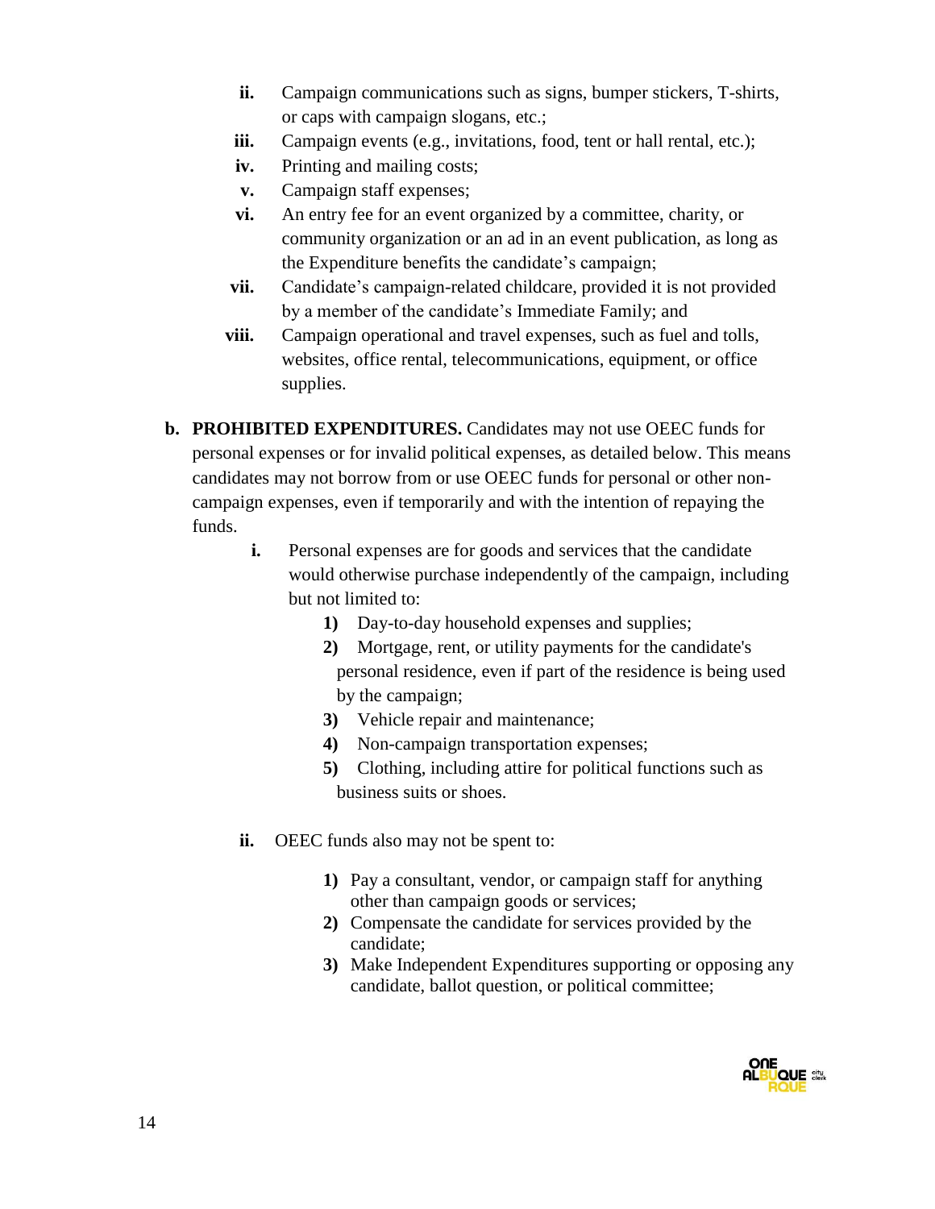ii. Campaign communications such as signs, bumper stickers, T-shirts, or caps with campaign slogans, etc.;
   iii. Campaign events (e.g., invitations, food, tent or hall rental, etc.);
   iv. Printing and mailing costs;
   v. Campaign staff expenses;
   vi. An entry fee for an event organized by a committee, charity, or community organization or an ad in an event publication, as long as the Expenditure benefits the candidate's campaign;
   vii. Candidate's campaign-related childcare, provided it is not provided by a member of the candidate's Immediate Family; and
   viii. Campaign operational and travel expenses, such as fuel and tolls, websites, office rental, telecommunications, equipment, or office supplies.

**b. PROHIBITED EXPENDITURES.** Candidates may not use OEEC funds for personal expenses or for invalid political expenses, as detailed below. This means candidates may not borrow from or use OEEC funds for personal or other non-campaign expenses, even if temporarily and with the intention of repaying the funds.

   **i.** Personal expenses are for goods and services that the candidate would otherwise purchase independently of the campaign, including but not limited to:

      **1)** Day-to-day household expenses and supplies;
      **2)** Mortgage, rent, or utility payments for the candidate's personal residence, even if part of the residence is being used by the campaign;
      **3)** Vehicle repair and maintenance;
      **4)** Non-campaign transportation expenses;
      **5)** Clothing, including attire for political functions such as business suits or shoes.

   **ii.** OEEC funds also may not be spent to:

      **1)** Pay a consultant, vendor, or campaign staff for anything other than campaign goods or services;
      **2)** Compensate the candidate for services provided by the candidate;
      **3)** Make Independent Expenditures supporting or opposing any candidate, ballot question, or political committee;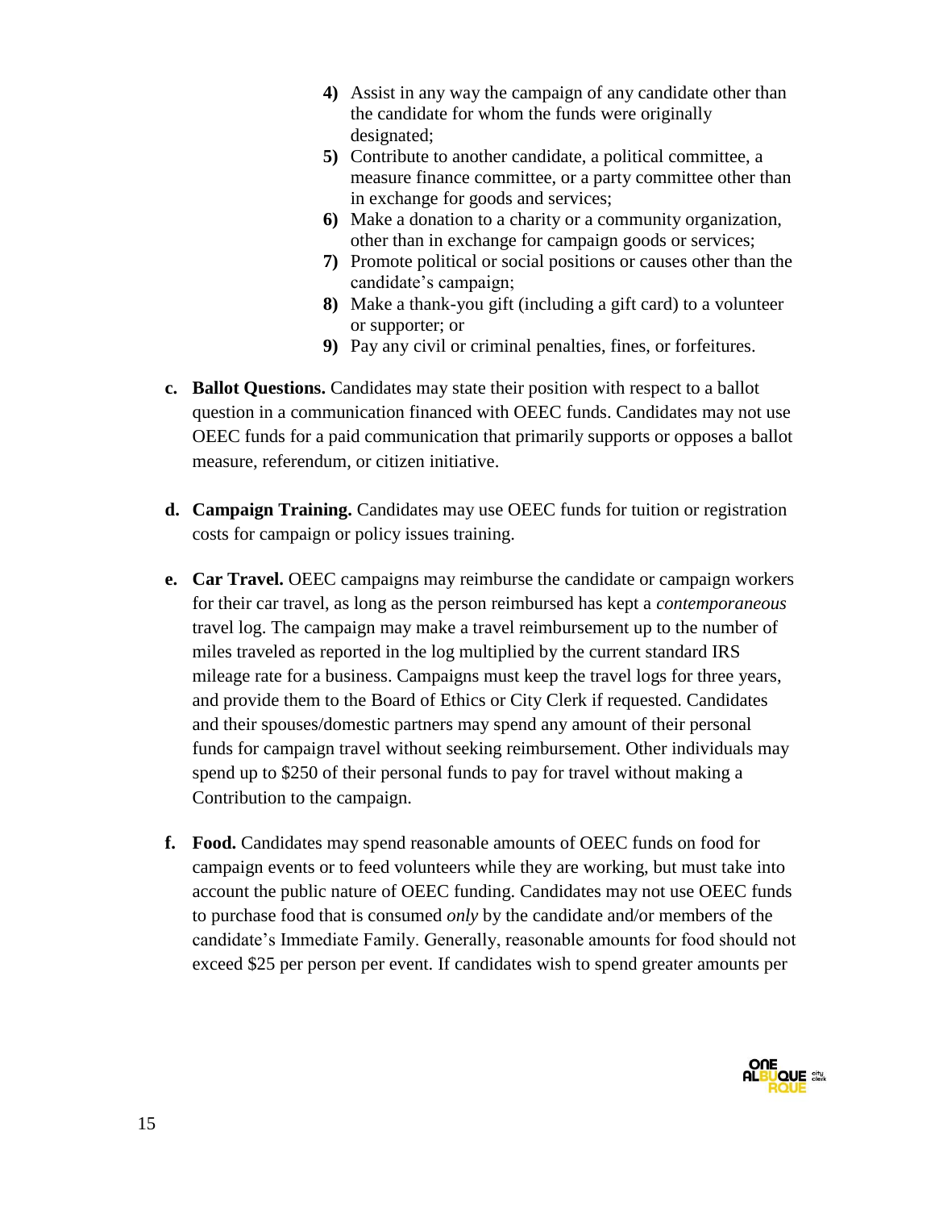4) Assist in any way the campaign of any candidate other than the candidate for whom the funds were originally designated;
5) Contribute to another candidate, a political committee, a measure finance committee, or a party committee other than in exchange for goods and services;
6) Make a donation to a charity or a community organization, other than in exchange for campaign goods or services;
7) Promote political or social positions or causes other than the candidate's campaign;
8) Make a thank-you gift (including a gift card) to a volunteer or supporter; or
9) Pay any civil or criminal penalties, fines, or forfeitures.

**c. Ballot Questions.** Candidates may state their position with respect to a ballot question in a communication financed with OEEC funds. Candidates may not use OEEC funds for a paid communication that primarily supports or opposes a ballot measure, referendum, or citizen initiative.

**d. Campaign Training.** Candidates may use OEEC funds for tuition or registration costs for campaign or policy issues training.

**e. Car Travel.** OEEC campaigns may reimburse the candidate or campaign workers for their car travel, as long as the person reimbursed has kept a *contemporaneous* travel log. The campaign may make a travel reimbursement up to the number of miles traveled as reported in the log multiplied by the current standard IRS mileage rate for a business. Campaigns must keep the travel logs for three years, and provide them to the Board of Ethics or City Clerk if requested. Candidates and their spouses/domestic partners may spend any amount of their personal funds for campaign travel without seeking reimbursement. Other individuals may spend up to $250 of their personal funds to pay for travel without making a Contribution to the campaign.

**f. Food.** Candidates may spend reasonable amounts of OEEC funds on food for campaign events or to feed volunteers while they are working, but must take into account the public nature of OEEC funding. Candidates may not use OEEC funds to purchase food that is consumed *only* by the candidate and/or members of the candidate's Immediate Family. Generally, reasonable amounts for food should not exceed $25 per person per event. If candidates wish to spend greater amounts per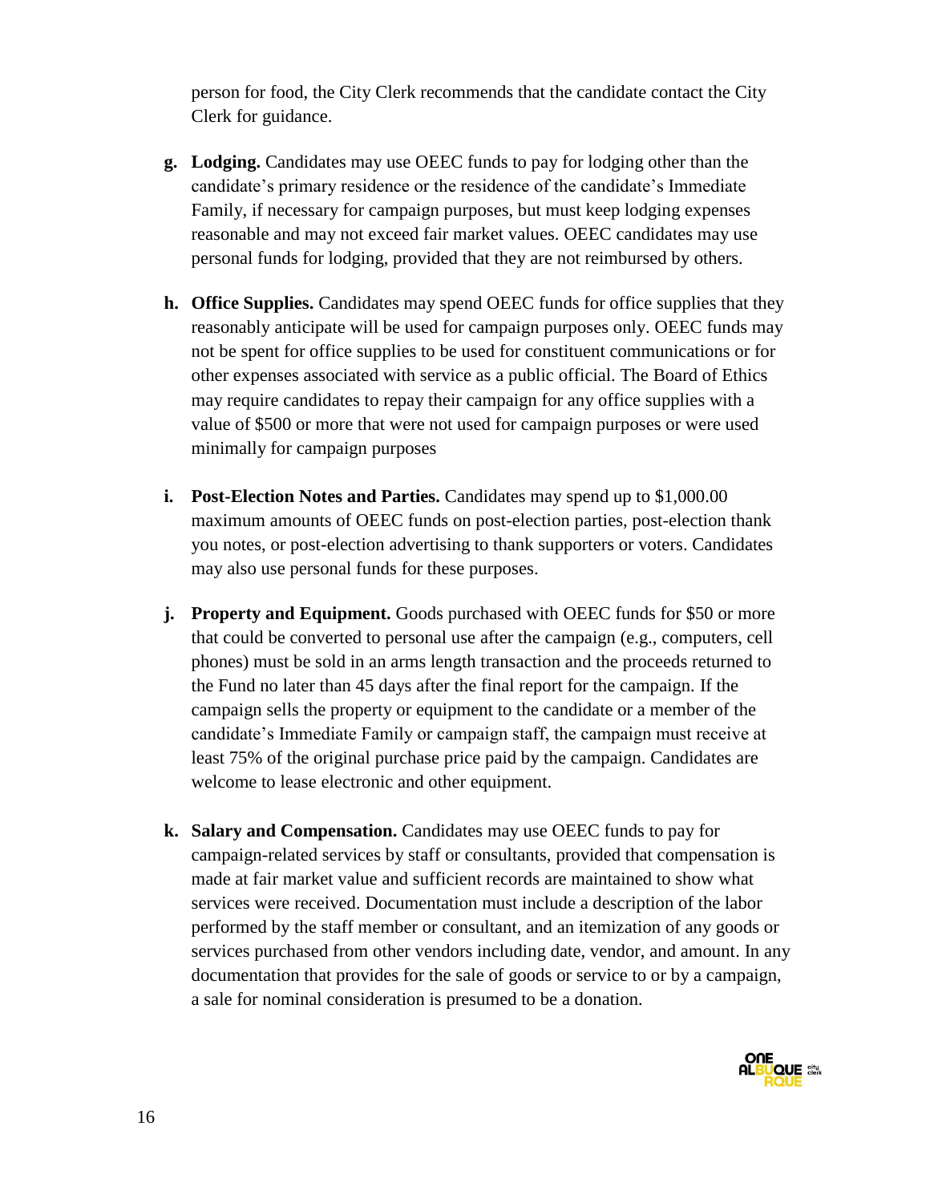person for food, the City Clerk recommends that the candidate contact the City Clerk for guidance.

**g. Lodging.** Candidates may use OEEC funds to pay for lodging other than the candidate's primary residence or the residence of the candidate's Immediate Family, if necessary for campaign purposes, but must keep lodging expenses reasonable and may not exceed fair market values. OEEC candidates may use personal funds for lodging, provided that they are not reimbursed by others.

**h. Office Supplies.** Candidates may spend OEEC funds for office supplies that they reasonably anticipate will be used for campaign purposes only. OEEC funds may not be spent for office supplies to be used for constituent communications or for other expenses associated with service as a public official. The Board of Ethics may require candidates to repay their campaign for any office supplies with a value of $500 or more that were not used for campaign purposes or were used minimally for campaign purposes

**i. Post-Election Notes and Parties.** Candidates may spend up to $1,000.00 maximum amounts of OEEC funds on post-election parties, post-election thank you notes, or post-election advertising to thank supporters or voters. Candidates may also use personal funds for these purposes.

**j. Property and Equipment.** Goods purchased with OEEC funds for $50 or more that could be converted to personal use after the campaign (e.g., computers, cell phones) must be sold in an arms length transaction and the proceeds returned to the Fund no later than 45 days after the final report for the campaign. If the campaign sells the property or equipment to the candidate or a member of the candidate's Immediate Family or campaign staff, the campaign must receive at least 75% of the original purchase price paid by the campaign. Candidates are welcome to lease electronic and other equipment.

**k. Salary and Compensation.** Candidates may use OEEC funds to pay for campaign-related services by staff or consultants, provided that compensation is made at fair market value and sufficient records are maintained to show what services were received. Documentation must include a description of the labor performed by the staff member or consultant, and an itemization of any goods or services purchased from other vendors including date, vendor, and amount. In any documentation that provides for the sale of goods or service to or by a campaign, a sale for nominal consideration is presumed to be a donation.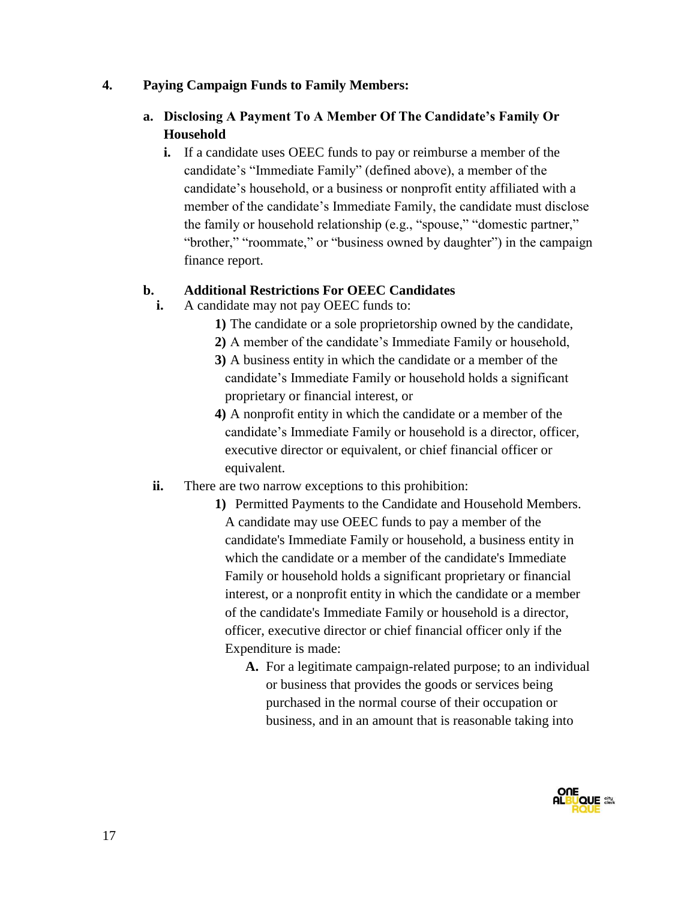**4. Paying Campaign Funds to Family Members:**

**a. Disclosing A Payment To A Member Of The Candidate's Family Or Household**

**i.** If a candidate uses OEEC funds to pay or reimburse a member of the candidate's "Immediate Family" (defined above), a member of the candidate's household, or a business or nonprofit entity affiliated with a member of the candidate's Immediate Family, the candidate must disclose the family or household relationship (e.g., "spouse," "domestic partner," "brother," "roommate," or "business owned by daughter") in the campaign finance report.

**b. Additional Restrictions For OEEC Candidates**

**i.** A candidate may not pay OEEC funds to:

**1)** The candidate or a sole proprietorship owned by the candidate,

**2)** A member of the candidate's Immediate Family or household,

**3)** A business entity in which the candidate or a member of the candidate's Immediate Family or household holds a significant proprietary or financial interest, or

**4)** A nonprofit entity in which the candidate or a member of the candidate's Immediate Family or household is a director, officer, executive director or equivalent, or chief financial officer or equivalent.

**ii.** There are two narrow exceptions to this prohibition:

**1)** Permitted Payments to the Candidate and Household Members. A candidate may use OEEC funds to pay a member of the candidate's Immediate Family or household, a business entity in which the candidate or a member of the candidate's Immediate Family or household holds a significant proprietary or financial interest, or a nonprofit entity in which the candidate or a member of the candidate's Immediate Family or household is a director, officer, executive director or chief financial officer only if the Expenditure is made:

**A.** For a legitimate campaign-related purpose; to an individual or business that provides the goods or services being purchased in the normal course of their occupation or business, and in an amount that is reasonable taking into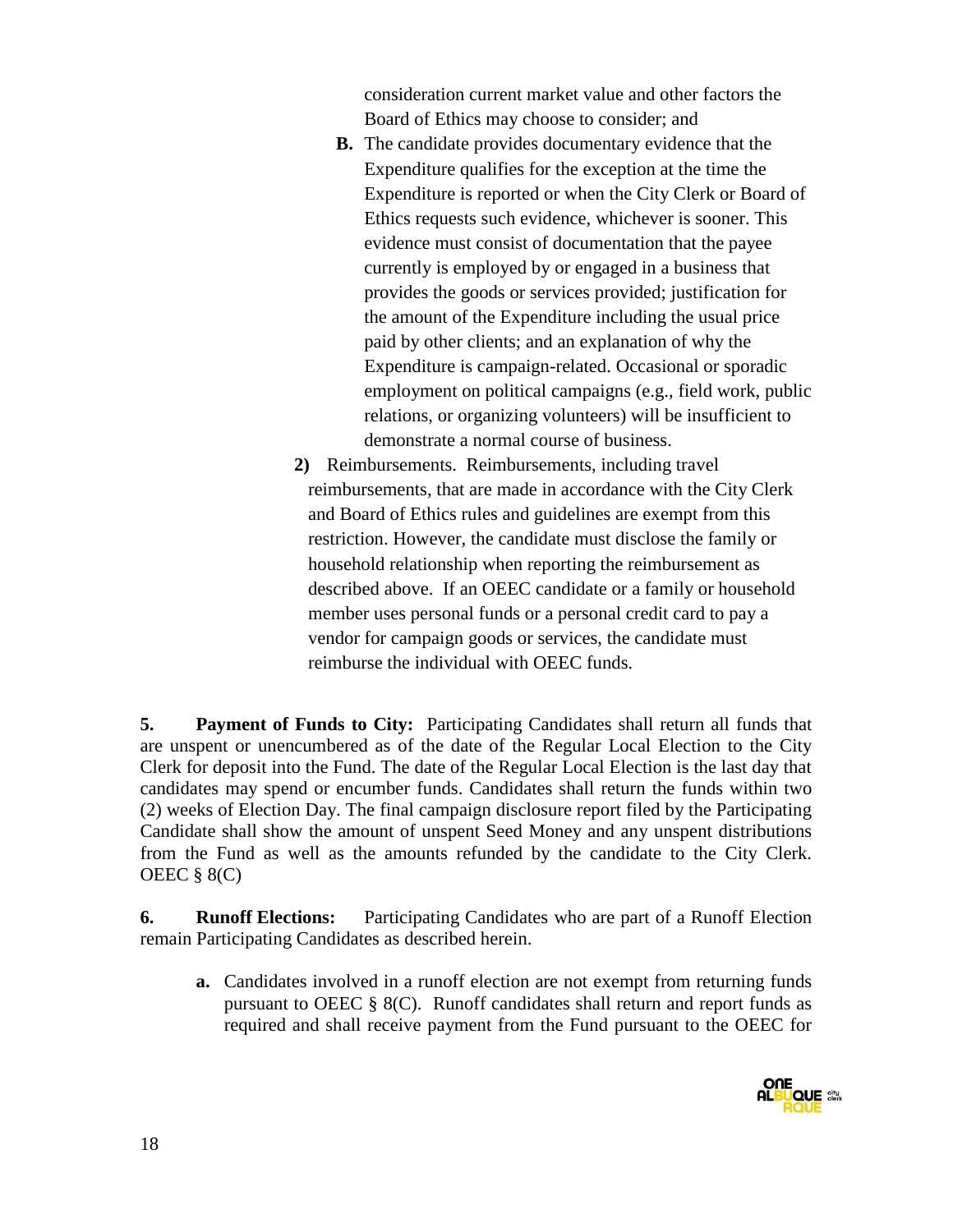consideration current market value and other factors the Board of Ethics may choose to consider; and

**B.** The candidate provides documentary evidence that the Expenditure qualifies for the exception at the time the Expenditure is reported or when the City Clerk or Board of Ethics requests such evidence, whichever is sooner. This evidence must consist of documentation that the payee currently is employed by or engaged in a business that provides the goods or services provided; justification for the amount of the Expenditure including the usual price paid by other clients; and an explanation of why the Expenditure is campaign-related. Occasional or sporadic employment on political campaigns (e.g., field work, public relations, or organizing volunteers) will be insufficient to demonstrate a normal course of business.

**2)** Reimbursements. Reimbursements, including travel reimbursements, that are made in accordance with the City Clerk and Board of Ethics rules and guidelines are exempt from this restriction. However, the candidate must disclose the family or household relationship when reporting the reimbursement as described above. If an OEEC candidate or a family or household member uses personal funds or a personal credit card to pay a vendor for campaign goods or services, the candidate must reimburse the individual with OEEC funds.

**5. Payment of Funds to City:** Participating Candidates shall return all funds that are unspent or unencumbered as of the date of the Regular Local Election to the City Clerk for deposit into the Fund. The date of the Regular Local Election is the last day that candidates may spend or encumber funds. Candidates shall return the funds within two (2) weeks of Election Day. The final campaign disclosure report filed by the Participating Candidate shall show the amount of unspent Seed Money and any unspent distributions from the Fund as well as the amounts refunded by the candidate to the City Clerk. OEEC § 8(C)

**6. Runoff Elections:** Participating Candidates who are part of a Runoff Election remain Participating Candidates as described herein.

**a.** Candidates involved in a runoff election are not exempt from returning funds pursuant to OEEC § 8(C). Runoff candidates shall return and report funds as required and shall receive payment from the Fund pursuant to the OEEC for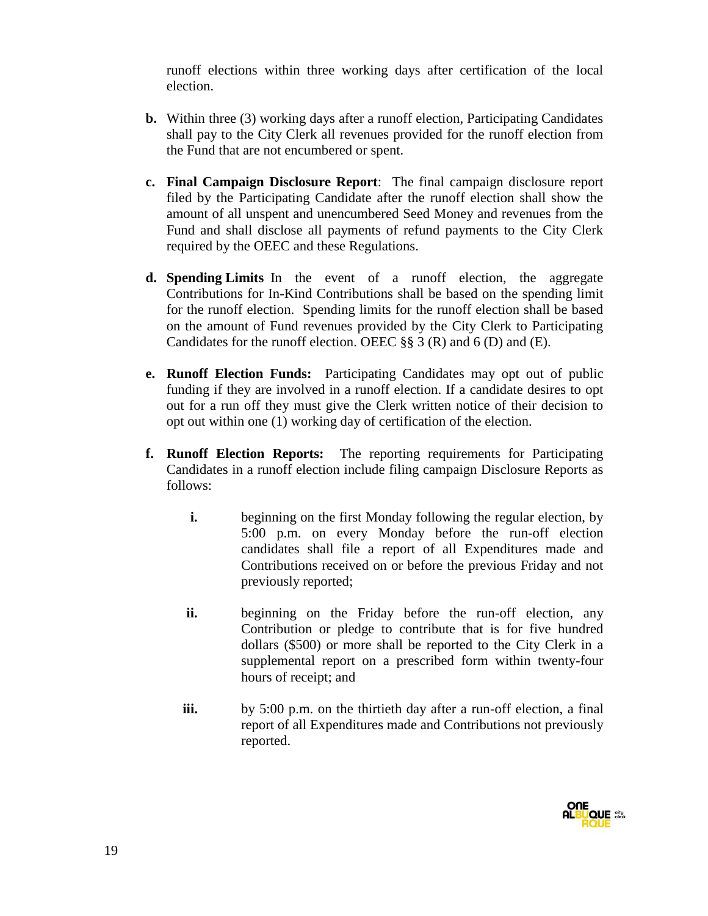runoff elections within three working days after certification of the local election.

**b.** Within three (3) working days after a runoff election, Participating Candidates shall pay to the City Clerk all revenues provided for the runoff election from the Fund that are not encumbered or spent.

**c. Final Campaign Disclosure Report**: The final campaign disclosure report filed by the Participating Candidate after the runoff election shall show the amount of all unspent and unencumbered Seed Money and revenues from the Fund and shall disclose all payments of refund payments to the City Clerk required by the OEEC and these Regulations.

**d. Spending Limits** In the event of a runoff election, the aggregate Contributions for In-Kind Contributions shall be based on the spending limit for the runoff election. Spending limits for the runoff election shall be based on the amount of Fund revenues provided by the City Clerk to Participating Candidates for the runoff election. OEEC §§ 3 (R) and 6 (D) and (E).

**e. Runoff Election Funds:** Participating Candidates may opt out of public funding if they are involved in a runoff election. If a candidate desires to opt out for a run off they must give the Clerk written notice of their decision to opt out within one (1) working day of certification of the election.

**f. Runoff Election Reports:** The reporting requirements for Participating Candidates in a runoff election include filing campaign Disclosure Reports as follows:

- **i.** beginning on the first Monday following the regular election, by 5:00 p.m. on every Monday before the run-off election candidates shall file a report of all Expenditures made and Contributions received on or before the previous Friday and not previously reported;

- **ii.** beginning on the Friday before the run-off election, any Contribution or pledge to contribute that is for five hundred dollars ($500) or more shall be reported to the City Clerk in a supplemental report on a prescribed form within twenty-four hours of receipt; and

- **iii.** by 5:00 p.m. on the thirtieth day after a run-off election, a final report of all Expenditures made and Contributions not previously reported.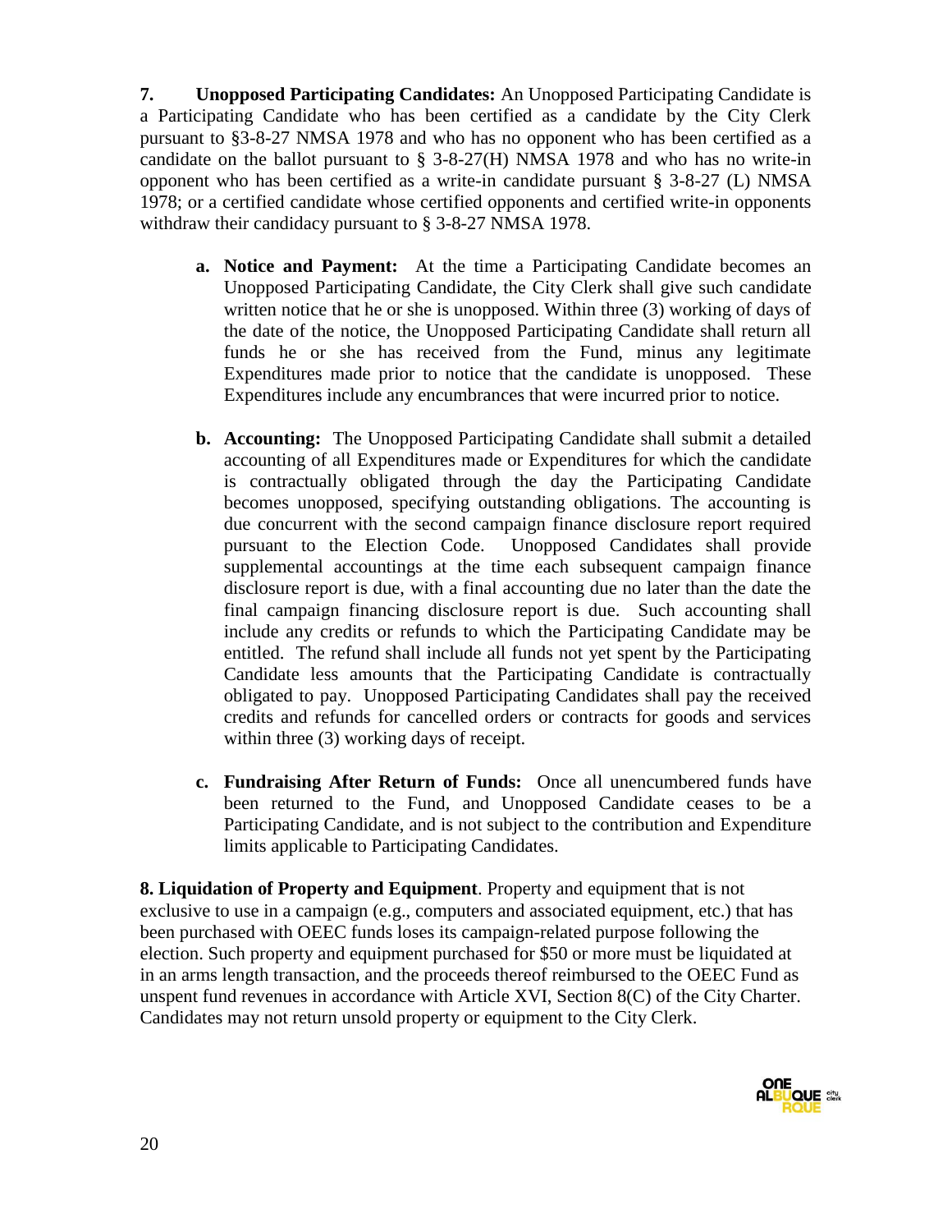**7. Unopposed Participating Candidates:** An Unopposed Participating Candidate is a Participating Candidate who has been certified as a candidate by the City Clerk pursuant to §3-8-27 NMSA 1978 and who has no opponent who has been certified as a candidate on the ballot pursuant to § 3-8-27(H) NMSA 1978 and who has no write-in opponent who has been certified as a write-in candidate pursuant § 3-8-27 (L) NMSA 1978; or a certified candidate whose certified opponents and certified write-in opponents withdraw their candidacy pursuant to § 3-8-27 NMSA 1978.

- **a. Notice and Payment:** At the time a Participating Candidate becomes an Unopposed Participating Candidate, the City Clerk shall give such candidate written notice that he or she is unopposed. Within three (3) working of days of the date of the notice, the Unopposed Participating Candidate shall return all funds he or she has received from the Fund, minus any legitimate Expenditures made prior to notice that the candidate is unopposed. These Expenditures include any encumbrances that were incurred prior to notice.

- **b. Accounting:** The Unopposed Participating Candidate shall submit a detailed accounting of all Expenditures made or Expenditures for which the candidate is contractually obligated through the day the Participating Candidate becomes unopposed, specifying outstanding obligations. The accounting is due concurrent with the second campaign finance disclosure report required pursuant to the Election Code. Unopposed Candidates shall provide supplemental accountings at the time each subsequent campaign finance disclosure report is due, with a final accounting due no later than the date the final campaign financing disclosure report is due. Such accounting shall include any credits or refunds to which the Participating Candidate may be entitled. The refund shall include all funds not yet spent by the Participating Candidate less amounts that the Participating Candidate is contractually obligated to pay. Unopposed Participating Candidates shall pay the received credits and refunds for cancelled orders or contracts for goods and services within three (3) working days of receipt.

- **c. Fundraising After Return of Funds:** Once all unencumbered funds have been returned to the Fund, and Unopposed Candidate ceases to be a Participating Candidate, and is not subject to the contribution and Expenditure limits applicable to Participating Candidates.

**8. Liquidation of Property and Equipment**. Property and equipment that is not exclusive to use in a campaign (e.g., computers and associated equipment, etc.) that has been purchased with OEEC funds loses its campaign-related purpose following the election. Such property and equipment purchased for $50 or more must be liquidated at in an arms length transaction, and the proceeds thereof reimbursed to the OEEC Fund as unspent fund revenues in accordance with Article XVI, Section 8(C) of the City Charter. Candidates may not return unsold property or equipment to the City Clerk.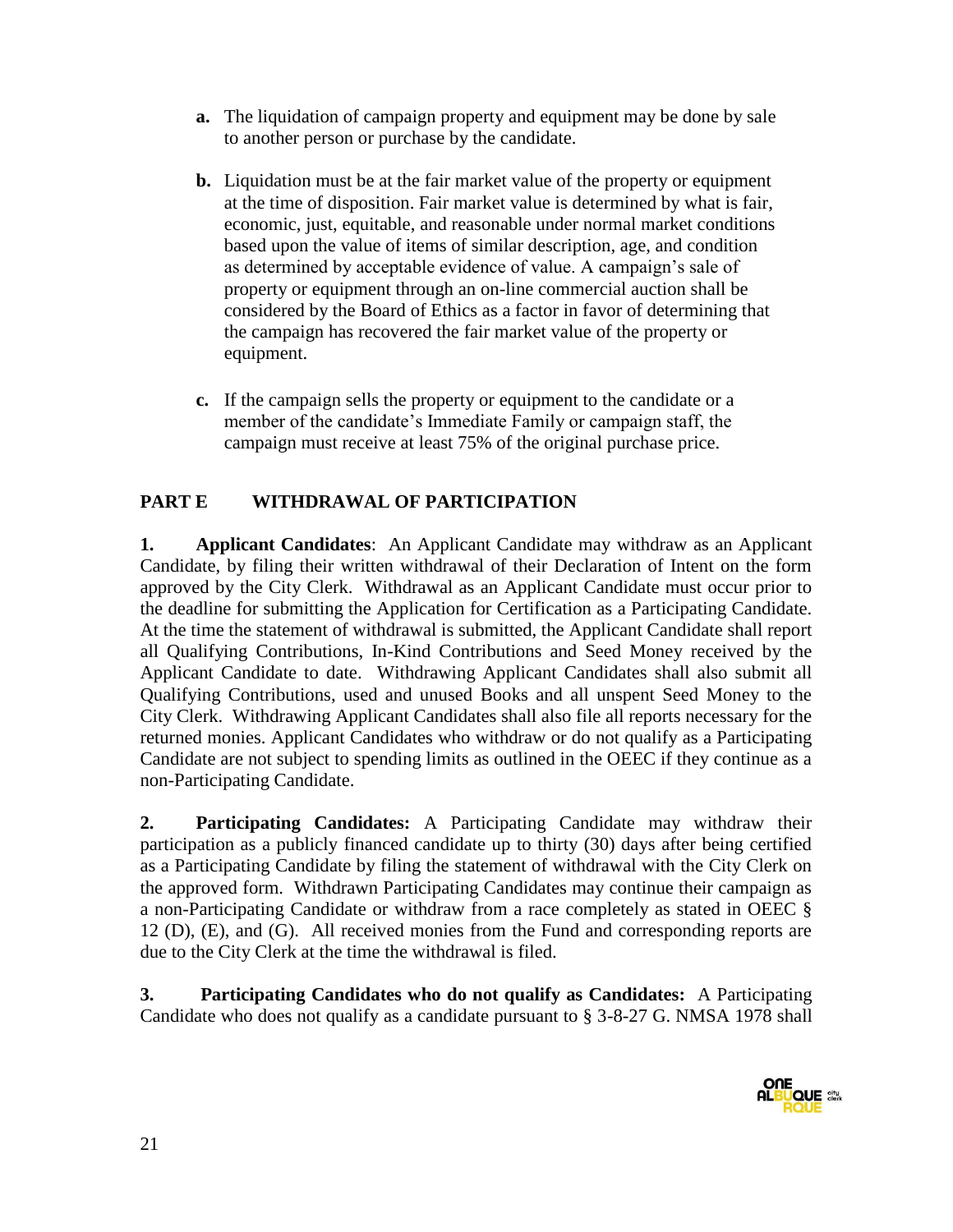**a.** The liquidation of campaign property and equipment may be done by sale to another person or purchase by the candidate.

**b.** Liquidation must be at the fair market value of the property or equipment at the time of disposition. Fair market value is determined by what is fair, economic, just, equitable, and reasonable under normal market conditions based upon the value of items of similar description, age, and condition as determined by acceptable evidence of value. A campaign's sale of property or equipment through an on-line commercial auction shall be considered by the Board of Ethics as a factor in favor of determining that the campaign has recovered the fair market value of the property or equipment.

**c.** If the campaign sells the property or equipment to the candidate or a member of the candidate's Immediate Family or campaign staff, the campaign must receive at least 75% of the original purchase price.

## PART E WITHDRAWAL OF PARTICIPATION

**1. Applicant Candidates**: An Applicant Candidate may withdraw as an Applicant Candidate, by filing their written withdrawal of their Declaration of Intent on the form approved by the City Clerk. Withdrawal as an Applicant Candidate must occur prior to the deadline for submitting the Application for Certification as a Participating Candidate. At the time the statement of withdrawal is submitted, the Applicant Candidate shall report all Qualifying Contributions, In-Kind Contributions and Seed Money received by the Applicant Candidate to date. Withdrawing Applicant Candidates shall also submit all Qualifying Contributions, used and unused Books and all unspent Seed Money to the City Clerk. Withdrawing Applicant Candidates shall also file all reports necessary for the returned monies. Applicant Candidates who withdraw or do not qualify as a Participating Candidate are not subject to spending limits as outlined in the OEEC if they continue as a non-Participating Candidate.

**2. Participating Candidates:** A Participating Candidate may withdraw their participation as a publicly financed candidate up to thirty (30) days after being certified as a Participating Candidate by filing the statement of withdrawal with the City Clerk on the approved form. Withdrawn Participating Candidates may continue their campaign as a non-Participating Candidate or withdraw from a race completely as stated in OEEC § 12 (D), (E), and (G). All received monies from the Fund and corresponding reports are due to the City Clerk at the time the withdrawal is filed.

**3. Participating Candidates who do not qualify as Candidates:** A Participating Candidate who does not qualify as a candidate pursuant to § 3-8-27 G. NMSA 1978 shall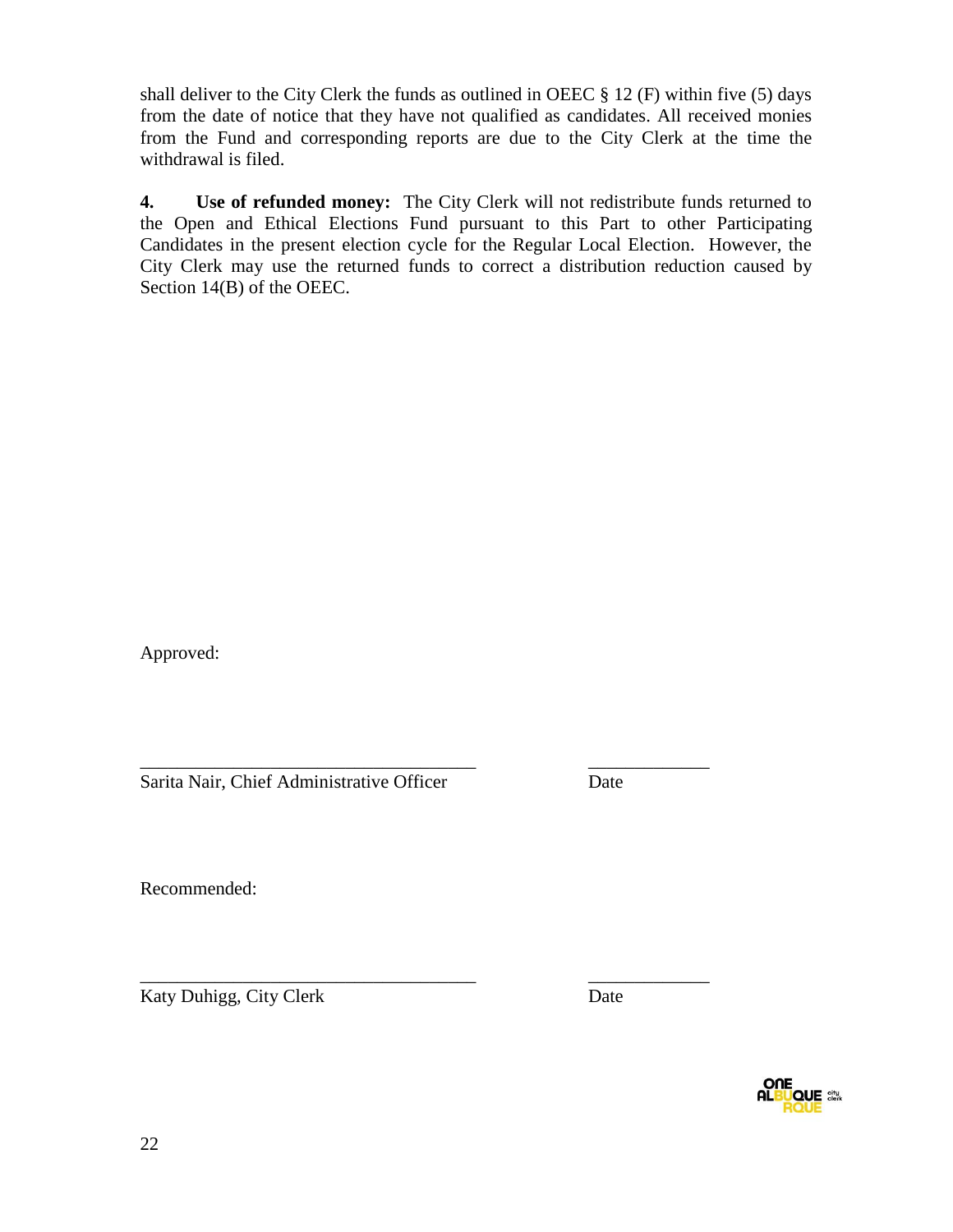shall deliver to the City Clerk the funds as outlined in OEEC § 12 (F) within five (5) days from the date of notice that they have not qualified as candidates. All received monies from the Fund and corresponding reports are due to the City Clerk at the time the withdrawal is filed.

**4. Use of refunded money:** The City Clerk will not redistribute funds returned to the Open and Ethical Elections Fund pursuant to this Part to other Participating Candidates in the present election cycle for the Regular Local Election. However, the City Clerk may use the returned funds to correct a distribution reduction caused by Section 14(B) of the OEEC.

Approved:

_____________________________________ _____________

Sarita Nair, Chief Administrative Officer Date

Recommended:

_____________________________________ _____________

Katy Duhigg, City Clerk Date